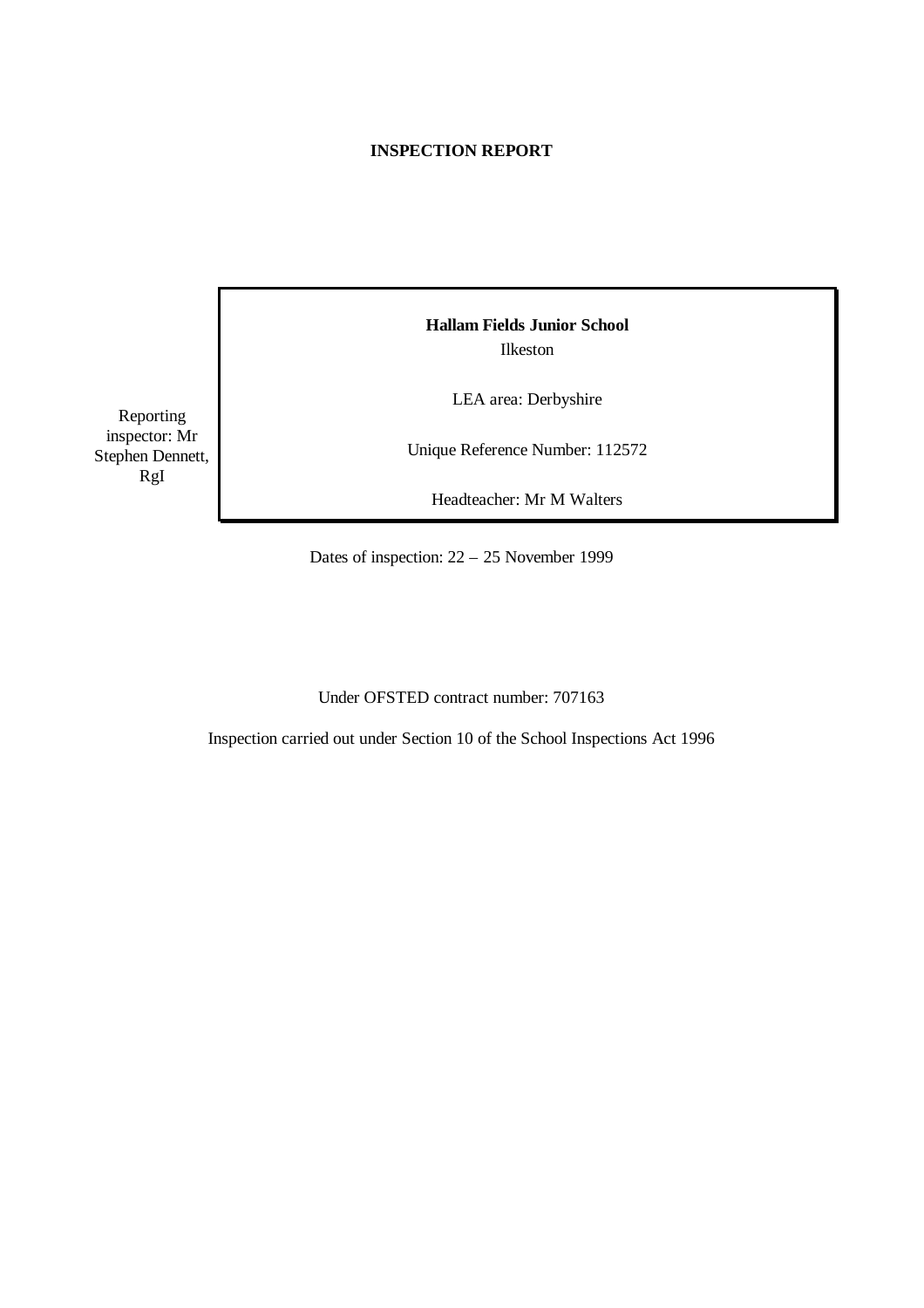# INSPECTION REPORT

**Hallam Fields Junior School**

Ilkeston

LEA area: Derbyshire

Unique Reference Number: 112572

Headteacher: Mr M Walters

Reporting inspector: Mr Stephen Dennett, RgI

Dates of inspection: 22 – 25 November 1999

Under OFSTED contract number: 707163

Inspection carried out under Section 10 of the School Inspections Act 1996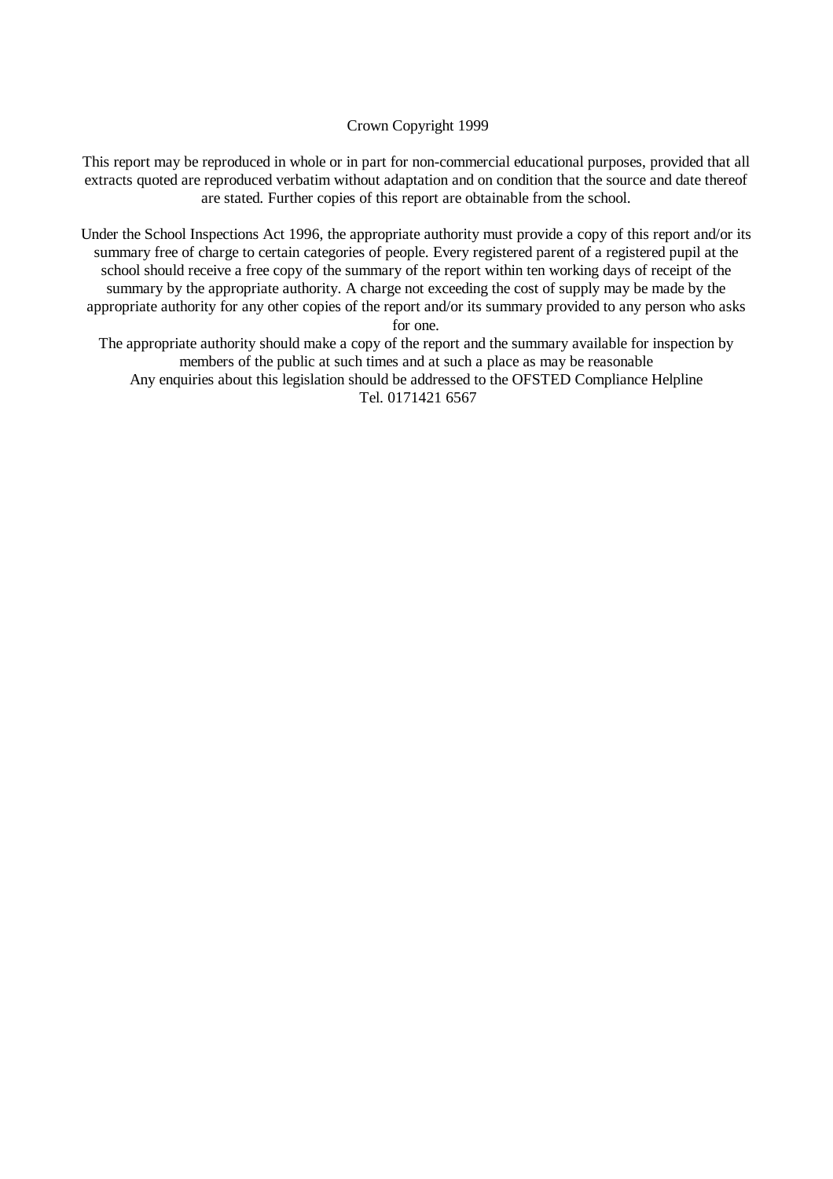Crown Copyright 1999

This report may be reproduced in whole or in part for non-commercial educational purposes, provided that all extracts quoted are reproduced verbatim without adaptation and on condition that the source and date thereof are stated. Further copies of this report are obtainable from the school.

Under the School Inspections Act 1996, the appropriate authority must provide a copy of this report and/or its summary free of charge to certain categories of people. Every registered parent of a registered pupil at the school should receive a free copy of the summary of the report within ten working days of receipt of the summary by the appropriate authority. A charge not exceeding the cost of supply may be made by the appropriate authority for any other copies of the report and/or its summary provided to any person who asks for one.

The appropriate authority should make a copy of the report and the summary available for inspection by members of the public at such times and at such a place as may be reasonable

Any enquiries about this legislation should be addressed to the OFSTED Compliance Helpline

Tel. 0171421 6567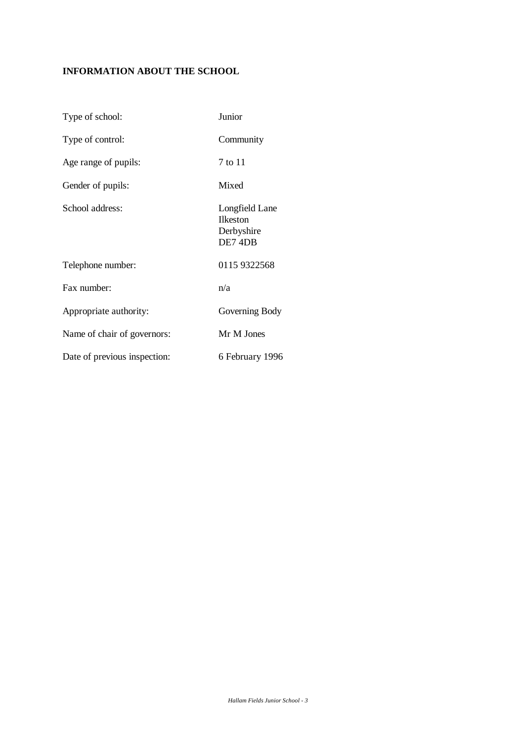## INFORMATION ABOUT THE SCHOOL

| | |
|---|---|
| Type of school: | Junior |
| Type of control: | Community |
| Age range of pupils: | 7 to 11 |
| Gender of pupils: | Mixed |
| School address: | Longfield Lane<br>Ilkeston<br>Derbyshire<br>DE7 4DB |
| Telephone number: | 0115 9322568 |
| Fax number: | n/a |
| Appropriate authority: | Governing Body |
| Name of chair of governors: | Mr M Jones |
| Date of previous inspection: | 6 February 1996 |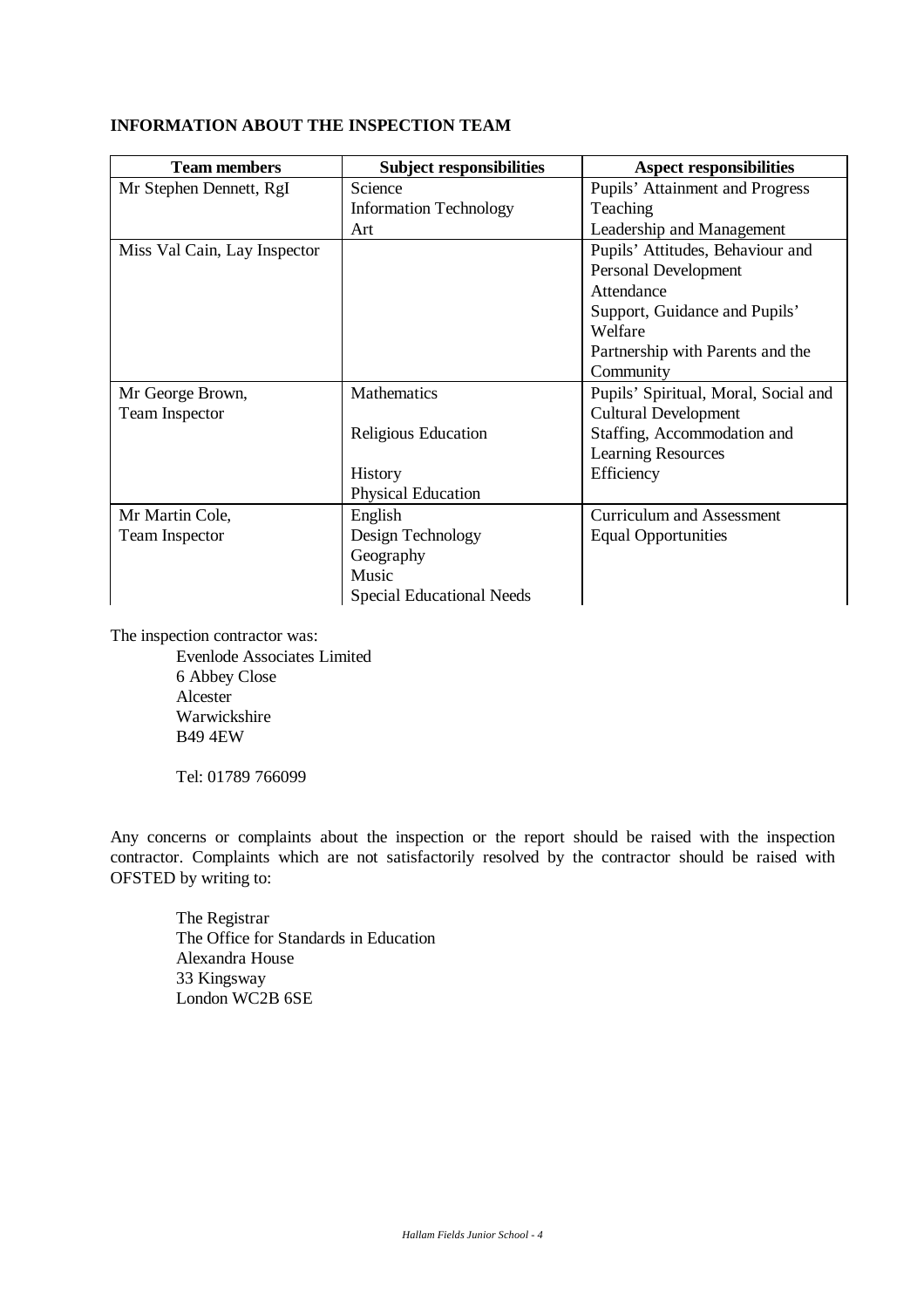## INFORMATION ABOUT THE INSPECTION TEAM

| Team members | Subject responsibilities | Aspect responsibilities |
|---|---|---|
| Mr Stephen Dennett, RgI | Science<br>Information Technology<br>Art | Pupils' Attainment and Progress<br>Teaching<br>Leadership and Management |
| Miss Val Cain, Lay Inspector | | Pupils' Attitudes, Behaviour and Personal Development<br>Attendance<br>Support, Guidance and Pupils' Welfare<br>Partnership with Parents and the Community |
| Mr George Brown, Team Inspector | Mathematics<br>Religious Education<br>History<br>Physical Education | Pupils' Spiritual, Moral, Social and Cultural Development<br>Staffing, Accommodation and Learning Resources<br>Efficiency |
| Mr Martin Cole, Team Inspector | English<br>Design Technology<br>Geography<br>Music<br>Special Educational Needs | Curriculum and Assessment<br>Equal Opportunities |

The inspection contractor was:

Evenlode Associates Limited
6 Abbey Close
Alcester
Warwickshire
B49 4EW

Tel: 01789 766099

Any concerns or complaints about the inspection or the report should be raised with the inspection contractor. Complaints which are not satisfactorily resolved by the contractor should be raised with OFSTED by writing to:

The Registrar
The Office for Standards in Education
Alexandra House
33 Kingsway
London WC2B 6SE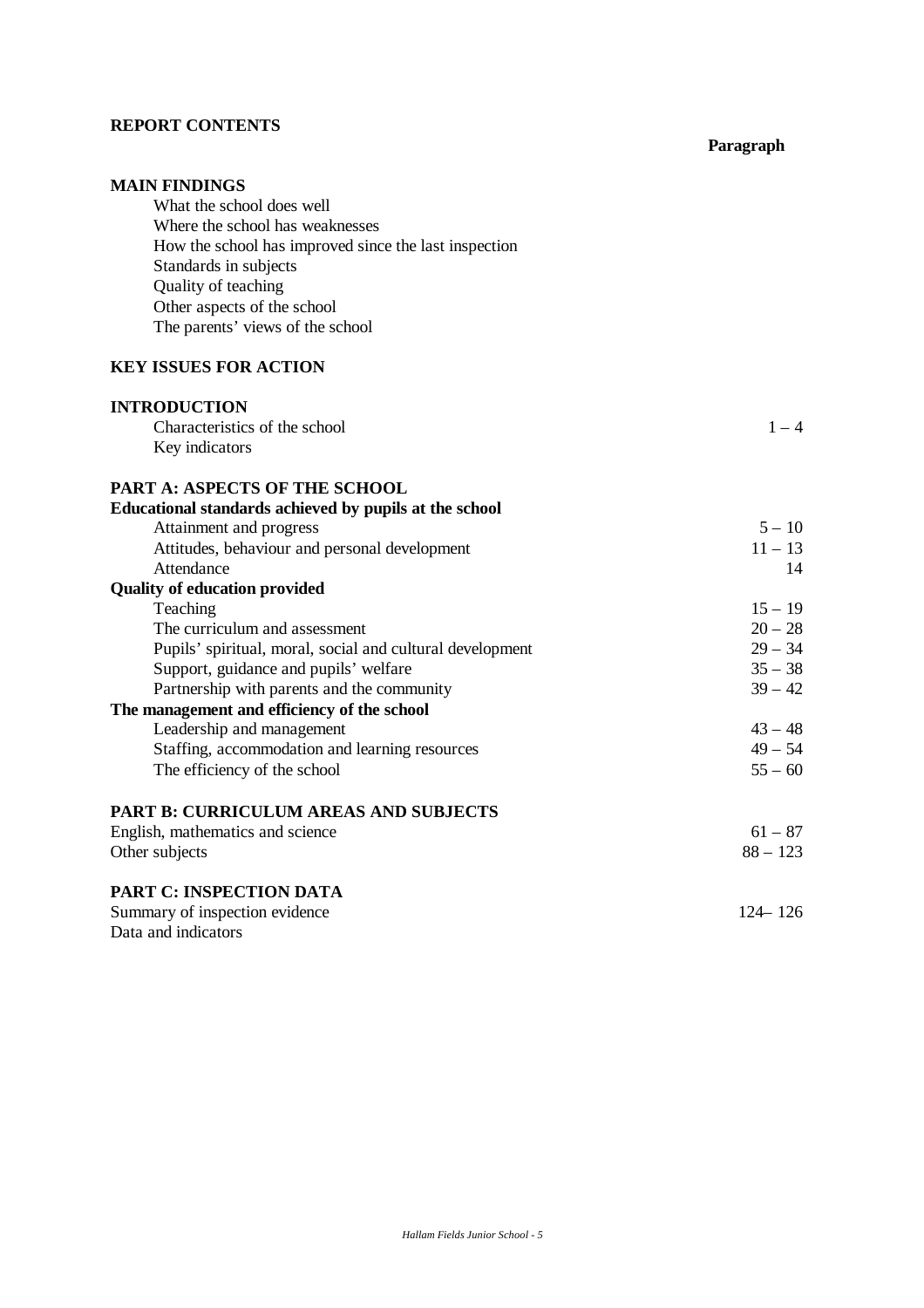**REPORT CONTENTS**

| | Paragraph |
|---|---|
| **MAIN FINDINGS** | |
| What the school does well | |
| Where the school has weaknesses | |
| How the school has improved since the last inspection | |
| Standards in subjects | |
| Quality of teaching | |
| Other aspects of the school | |
| The parents' views of the school | |
| **KEY ISSUES FOR ACTION** | |
| **INTRODUCTION** | |
| Characteristics of the school | 1 – 4 |
| Key indicators | |
| **PART A: ASPECTS OF THE SCHOOL** | |
| **Educational standards achieved by pupils at the school** | |
| Attainment and progress | 5 – 10 |
| Attitudes, behaviour and personal development | 11 – 13 |
| Attendance | 14 |
| **Quality of education provided** | |
| Teaching | 15 – 19 |
| The curriculum and assessment | 20 – 28 |
| Pupils' spiritual, moral, social and cultural development | 29 – 34 |
| Support, guidance and pupils' welfare | 35 – 38 |
| Partnership with parents and the community | 39 – 42 |
| **The management and efficiency of the school** | |
| Leadership and management | 43 – 48 |
| Staffing, accommodation and learning resources | 49 – 54 |
| The efficiency of the school | 55 – 60 |
| **PART B: CURRICULUM AREAS AND SUBJECTS** | |
| English, mathematics and science | 61 – 87 |
| Other subjects | 88 – 123 |
| **PART C: INSPECTION DATA** | |
| Summary of inspection evidence | 124– 126 |
| Data and indicators | |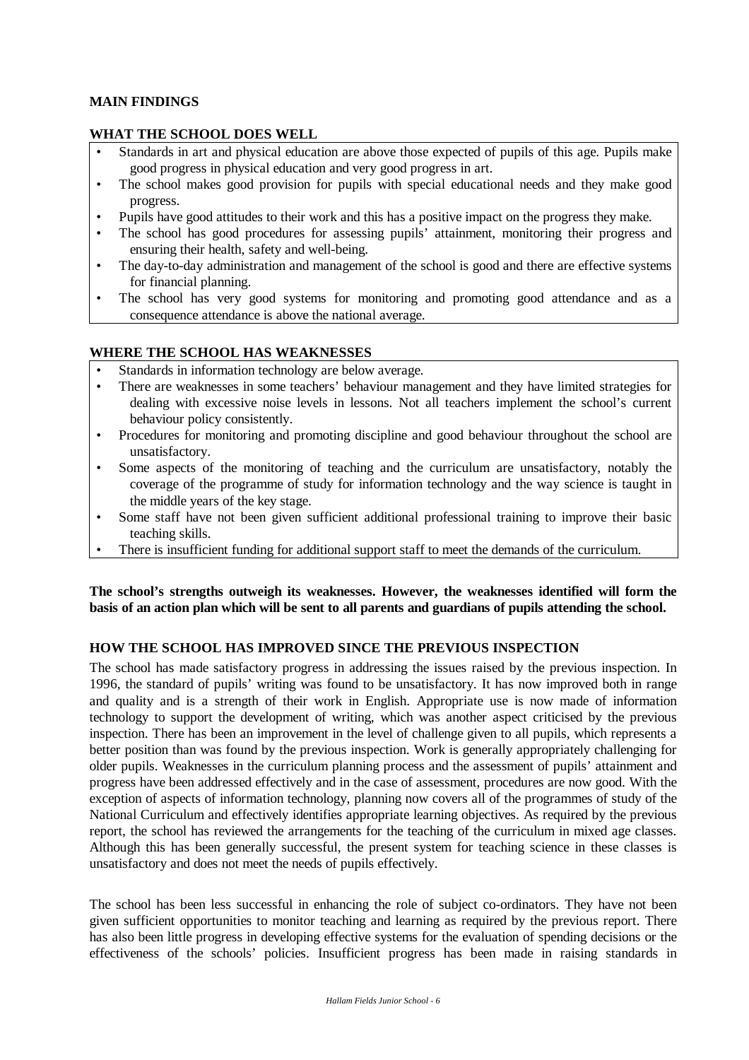## MAIN FINDINGS

### WHAT THE SCHOOL DOES WELL

- Standards in art and physical education are above those expected of pupils of this age. Pupils make good progress in physical education and very good progress in art.
- The school makes good provision for pupils with special educational needs and they make good progress.
- Pupils have good attitudes to their work and this has a positive impact on the progress they make.
- The school has good procedures for assessing pupils' attainment, monitoring their progress and ensuring their health, safety and well-being.
- The day-to-day administration and management of the school is good and there are effective systems for financial planning.
- The school has very good systems for monitoring and promoting good attendance and as a consequence attendance is above the national average.

### WHERE THE SCHOOL HAS WEAKNESSES

- Standards in information technology are below average.
- There are weaknesses in some teachers' behaviour management and they have limited strategies for dealing with excessive noise levels in lessons. Not all teachers implement the school's current behaviour policy consistently.
- Procedures for monitoring and promoting discipline and good behaviour throughout the school are unsatisfactory.
- Some aspects of the monitoring of teaching and the curriculum are unsatisfactory, notably the coverage of the programme of study for information technology and the way science is taught in the middle years of the key stage.
- Some staff have not been given sufficient additional professional training to improve their basic teaching skills.
- There is insufficient funding for additional support staff to meet the demands of the curriculum.

**The school's strengths outweigh its weaknesses. However, the weaknesses identified will form the basis of an action plan which will be sent to all parents and guardians of pupils attending the school.**

### HOW THE SCHOOL HAS IMPROVED SINCE THE PREVIOUS INSPECTION

The school has made satisfactory progress in addressing the issues raised by the previous inspection. In 1996, the standard of pupils' writing was found to be unsatisfactory. It has now improved both in range and quality and is a strength of their work in English. Appropriate use is now made of information technology to support the development of writing, which was another aspect criticised by the previous inspection. There has been an improvement in the level of challenge given to all pupils, which represents a better position than was found by the previous inspection. Work is generally appropriately challenging for older pupils. Weaknesses in the curriculum planning process and the assessment of pupils' attainment and progress have been addressed effectively and in the case of assessment, procedures are now good. With the exception of aspects of information technology, planning now covers all of the programmes of study of the National Curriculum and effectively identifies appropriate learning objectives. As required by the previous report, the school has reviewed the arrangements for the teaching of the curriculum in mixed age classes. Although this has been generally successful, the present system for teaching science in these classes is unsatisfactory and does not meet the needs of pupils effectively.

The school has been less successful in enhancing the role of subject co-ordinators. They have not been given sufficient opportunities to monitor teaching and learning as required by the previous report. There has also been little progress in developing effective systems for the evaluation of spending decisions or the effectiveness of the schools' policies. Insufficient progress has been made in raising standards in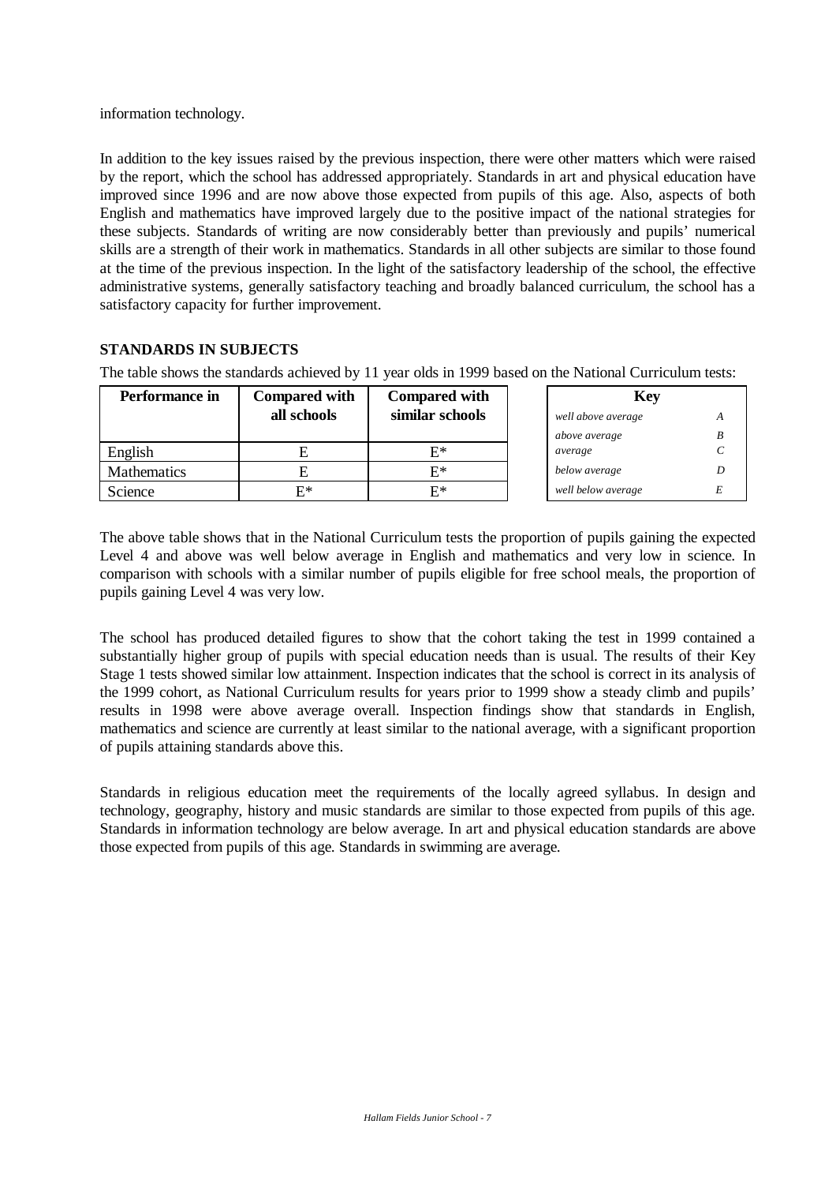information technology.

In addition to the key issues raised by the previous inspection, there were other matters which were raised by the report, which the school has addressed appropriately. Standards in art and physical education have improved since 1996 and are now above those expected from pupils of this age. Also, aspects of both English and mathematics have improved largely due to the positive impact of the national strategies for these subjects. Standards of writing are now considerably better than previously and pupils' numerical skills are a strength of their work in mathematics. Standards in all other subjects are similar to those found at the time of the previous inspection. In the light of the satisfactory leadership of the school, the effective administrative systems, generally satisfactory teaching and broadly balanced curriculum, the school has a satisfactory capacity for further improvement.

**STANDARDS IN SUBJECTS**

The table shows the standards achieved by 11 year olds in 1999 based on the National Curriculum tests:

| Performance in | Compared with all schools | Compared with similar schools |
|---|---|---|
| English | E | E* |
| Mathematics | E | E* |
| Science | E* | E* |

| Key | |
|---|---|
| *well above average* | *A* |
| *above average* | *B* |
| *average* | *C* |
| *below average* | *D* |
| *well below average* | *E* |

The above table shows that in the National Curriculum tests the proportion of pupils gaining the expected Level 4 and above was well below average in English and mathematics and very low in science. In comparison with schools with a similar number of pupils eligible for free school meals, the proportion of pupils gaining Level 4 was very low.

The school has produced detailed figures to show that the cohort taking the test in 1999 contained a substantially higher group of pupils with special education needs than is usual. The results of their Key Stage 1 tests showed similar low attainment. Inspection indicates that the school is correct in its analysis of the 1999 cohort, as National Curriculum results for years prior to 1999 show a steady climb and pupils' results in 1998 were above average overall. Inspection findings show that standards in English, mathematics and science are currently at least similar to the national average, with a significant proportion of pupils attaining standards above this.

Standards in religious education meet the requirements of the locally agreed syllabus. In design and technology, geography, history and music standards are similar to those expected from pupils of this age. Standards in information technology are below average. In art and physical education standards are above those expected from pupils of this age. Standards in swimming are average.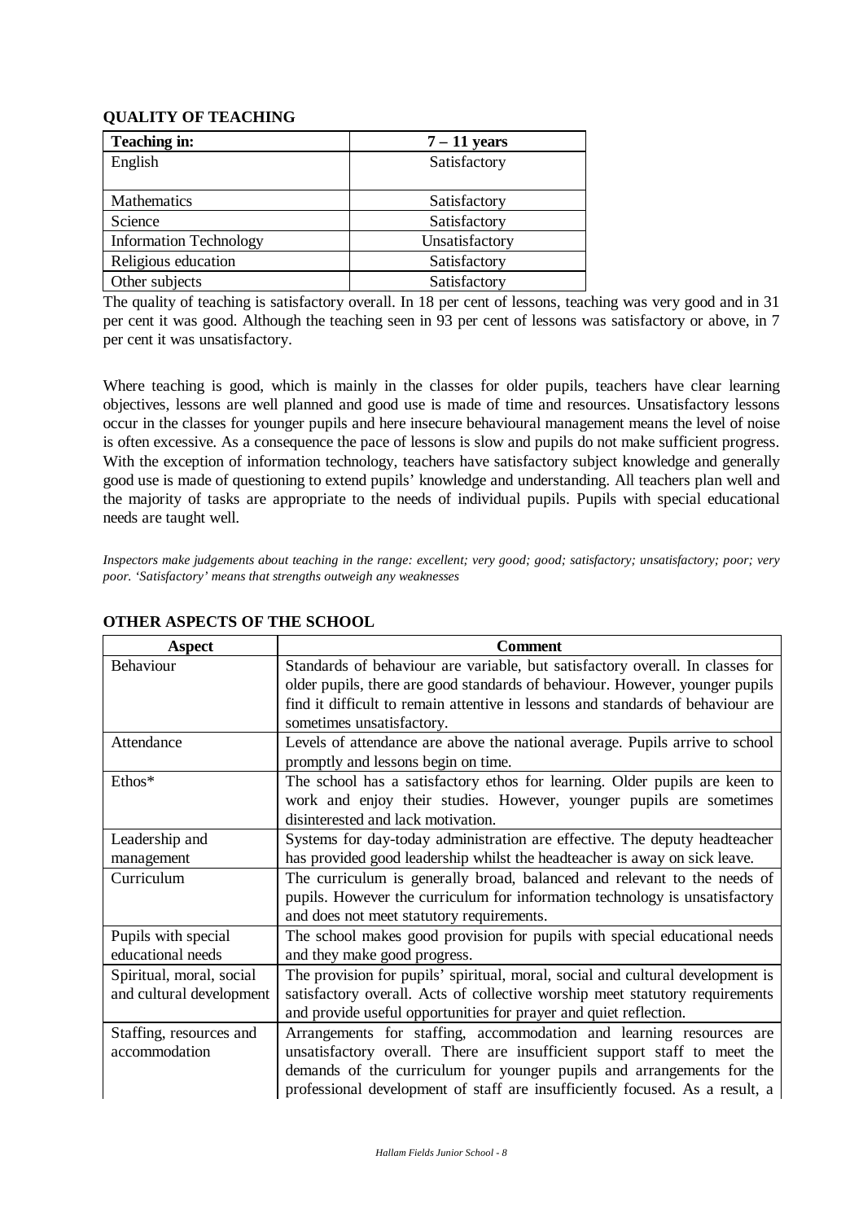**QUALITY OF TEACHING**

| Teaching in: | 7 – 11 years |
|---|---|
| English | Satisfactory |
| Mathematics | Satisfactory |
| Science | Satisfactory |
| Information Technology | Unsatisfactory |
| Religious education | Satisfactory |
| Other subjects | Satisfactory |

The quality of teaching is satisfactory overall. In 18 per cent of lessons, teaching was very good and in 31 per cent it was good. Although the teaching seen in 93 per cent of lessons was satisfactory or above, in 7 per cent it was unsatisfactory.

Where teaching is good, which is mainly in the classes for older pupils, teachers have clear learning objectives, lessons are well planned and good use is made of time and resources. Unsatisfactory lessons occur in the classes for younger pupils and here insecure behavioural management means the level of noise is often excessive. As a consequence the pace of lessons is slow and pupils do not make sufficient progress. With the exception of information technology, teachers have satisfactory subject knowledge and generally good use is made of questioning to extend pupils' knowledge and understanding. All teachers plan well and the majority of tasks are appropriate to the needs of individual pupils. Pupils with special educational needs are taught well.

*Inspectors make judgements about teaching in the range: excellent; very good; good; satisfactory; unsatisfactory; poor; very poor. 'Satisfactory' means that strengths outweigh any weaknesses*

**OTHER ASPECTS OF THE SCHOOL**

| Aspect | Comment |
|---|---|
| Behaviour | Standards of behaviour are variable, but satisfactory overall. In classes for older pupils, there are good standards of behaviour. However, younger pupils find it difficult to remain attentive in lessons and standards of behaviour are sometimes unsatisfactory. |
| Attendance | Levels of attendance are above the national average. Pupils arrive to school promptly and lessons begin on time. |
| Ethos* | The school has a satisfactory ethos for learning. Older pupils are keen to work and enjoy their studies. However, younger pupils are sometimes disinterested and lack motivation. |
| Leadership and management | Systems for day-today administration are effective. The deputy headteacher has provided good leadership whilst the headteacher is away on sick leave. |
| Curriculum | The curriculum is generally broad, balanced and relevant to the needs of pupils. However the curriculum for information technology is unsatisfactory and does not meet statutory requirements. |
| Pupils with special educational needs | The school makes good provision for pupils with special educational needs and they make good progress. |
| Spiritual, moral, social and cultural development | The provision for pupils' spiritual, moral, social and cultural development is satisfactory overall. Acts of collective worship meet statutory requirements and provide useful opportunities for prayer and quiet reflection. |
| Staffing, resources and accommodation | Arrangements for staffing, accommodation and learning resources are unsatisfactory overall. There are insufficient support staff to meet the demands of the curriculum for younger pupils and arrangements for the professional development of staff are insufficiently focused. As a result, a |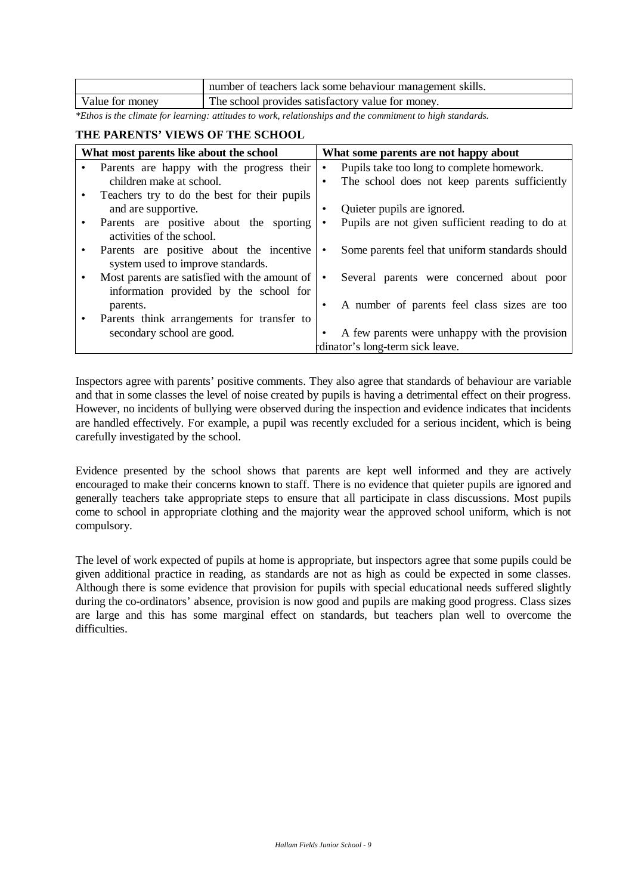|  | number of teachers lack some behaviour management skills. |
| --- | --- |
| Value for money | The school provides satisfactory value for money. |

*\*Ethos is the climate for learning: attitudes to work, relationships and the commitment to high standards.*

**THE PARENTS' VIEWS OF THE SCHOOL**

| What most parents like about the school | What some parents are not happy about |
| --- | --- |
| • Parents are happy with the progress their children make at school.<br>• Teachers try to do the best for their pupils and are supportive.<br>• Parents are positive about the sporting activities of the school.<br>• Parents are positive about the incentive system used to improve standards.<br>• Most parents are satisfied with the amount of information provided by the school for parents.<br>• Parents think arrangements for transfer to secondary school are good. | • Pupils take too long to complete homework.<br>• The school does not keep parents sufficiently<br>• Quieter pupils are ignored.<br>• Pupils are not given sufficient reading to do at<br>• Some parents feel that uniform standards should<br>• Several parents were concerned about poor<br>• A number of parents feel class sizes are too<br>• A few parents were unhappy with the provision rdinator's long-term sick leave. |

Inspectors agree with parents' positive comments. They also agree that standards of behaviour are variable and that in some classes the level of noise created by pupils is having a detrimental effect on their progress. However, no incidents of bullying were observed during the inspection and evidence indicates that incidents are handled effectively. For example, a pupil was recently excluded for a serious incident, which is being carefully investigated by the school.

Evidence presented by the school shows that parents are kept well informed and they are actively encouraged to make their concerns known to staff. There is no evidence that quieter pupils are ignored and generally teachers take appropriate steps to ensure that all participate in class discussions. Most pupils come to school in appropriate clothing and the majority wear the approved school uniform, which is not compulsory.

The level of work expected of pupils at home is appropriate, but inspectors agree that some pupils could be given additional practice in reading, as standards are not as high as could be expected in some classes. Although there is some evidence that provision for pupils with special educational needs suffered slightly during the co-ordinators' absence, provision is now good and pupils are making good progress. Class sizes are large and this has some marginal effect on standards, but teachers plan well to overcome the difficulties.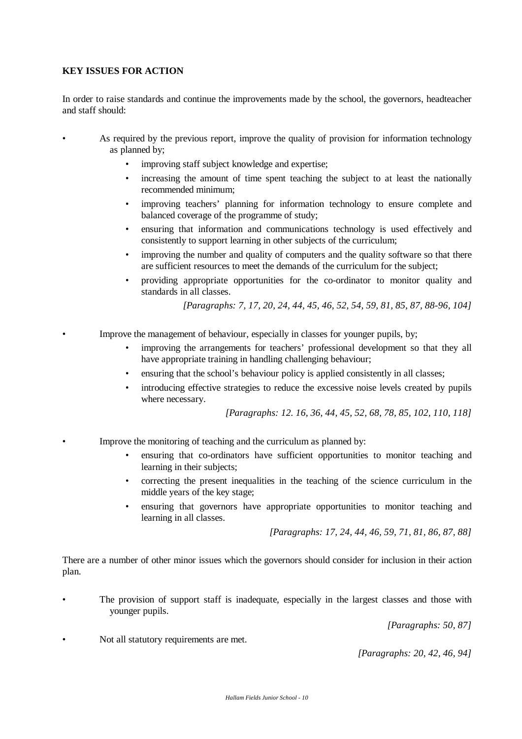**KEY ISSUES FOR ACTION**

In order to raise standards and continue the improvements made by the school, the governors, headteacher and staff should:

- As required by the previous report, improve the quality of provision for information technology as planned by;
  - improving staff subject knowledge and expertise;
  - increasing the amount of time spent teaching the subject to at least the nationally recommended minimum;
  - improving teachers' planning for information technology to ensure complete and balanced coverage of the programme of study;
  - ensuring that information and communications technology is used effectively and consistently to support learning in other subjects of the curriculum;
  - improving the number and quality of computers and the quality software so that there are sufficient resources to meet the demands of the curriculum for the subject;
  - providing appropriate opportunities for the co-ordinator to monitor quality and standards in all classes.

  *[Paragraphs: 7, 17, 20, 24, 44, 45, 46, 52, 54, 59, 81, 85, 87, 88-96, 104]*

- Improve the management of behaviour, especially in classes for younger pupils, by;
  - improving the arrangements for teachers' professional development so that they all have appropriate training in handling challenging behaviour;
  - ensuring that the school's behaviour policy is applied consistently in all classes;
  - introducing effective strategies to reduce the excessive noise levels created by pupils where necessary.

  *[Paragraphs: 12. 16, 36, 44, 45, 52, 68, 78, 85, 102, 110, 118]*

- Improve the monitoring of teaching and the curriculum as planned by:
  - ensuring that co-ordinators have sufficient opportunities to monitor teaching and learning in their subjects;
  - correcting the present inequalities in the teaching of the science curriculum in the middle years of the key stage;
  - ensuring that governors have appropriate opportunities to monitor teaching and learning in all classes.

  *[Paragraphs: 17, 24, 44, 46, 59, 71, 81, 86, 87, 88]*

There are a number of other minor issues which the governors should consider for inclusion in their action plan.

- The provision of support staff is inadequate, especially in the largest classes and those with younger pupils.

  *[Paragraphs: 50, 87]*

- Not all statutory requirements are met.

  *[Paragraphs: 20, 42, 46, 94]*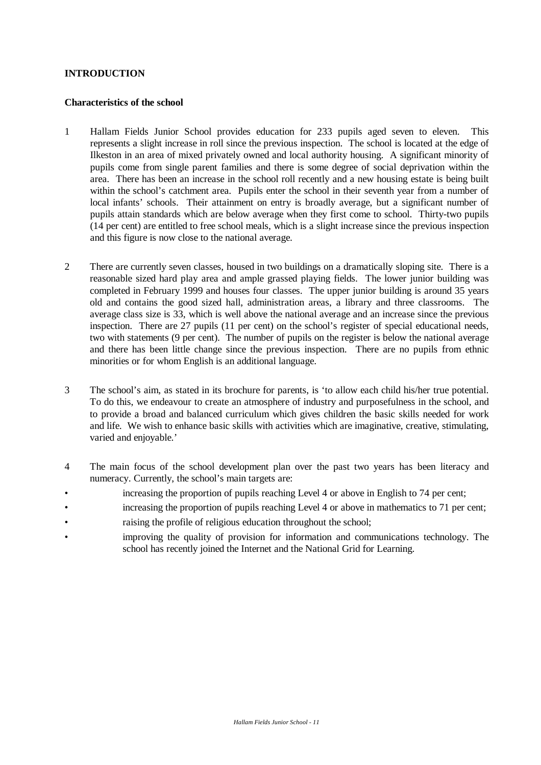## INTRODUCTION

### Characteristics of the school

1 Hallam Fields Junior School provides education for 233 pupils aged seven to eleven. This represents a slight increase in roll since the previous inspection. The school is located at the edge of Ilkeston in an area of mixed privately owned and local authority housing. A significant minority of pupils come from single parent families and there is some degree of social deprivation within the area. There has been an increase in the school roll recently and a new housing estate is being built within the school's catchment area. Pupils enter the school in their seventh year from a number of local infants' schools. Their attainment on entry is broadly average, but a significant number of pupils attain standards which are below average when they first come to school. Thirty-two pupils (14 per cent) are entitled to free school meals, which is a slight increase since the previous inspection and this figure is now close to the national average.

2 There are currently seven classes, housed in two buildings on a dramatically sloping site. There is a reasonable sized hard play area and ample grassed playing fields. The lower junior building was completed in February 1999 and houses four classes. The upper junior building is around 35 years old and contains the good sized hall, administration areas, a library and three classrooms. The average class size is 33, which is well above the national average and an increase since the previous inspection. There are 27 pupils (11 per cent) on the school's register of special educational needs, two with statements (9 per cent). The number of pupils on the register is below the national average and there has been little change since the previous inspection. There are no pupils from ethnic minorities or for whom English is an additional language.

3 The school's aim, as stated in its brochure for parents, is 'to allow each child his/her true potential. To do this, we endeavour to create an atmosphere of industry and purposefulness in the school, and to provide a broad and balanced curriculum which gives children the basic skills needed for work and life. We wish to enhance basic skills with activities which are imaginative, creative, stimulating, varied and enjoyable.'

4 The main focus of the school development plan over the past two years has been literacy and numeracy. Currently, the school's main targets are:

- increasing the proportion of pupils reaching Level 4 or above in English to 74 per cent;
- increasing the proportion of pupils reaching Level 4 or above in mathematics to 71 per cent;
- raising the profile of religious education throughout the school;
- improving the quality of provision for information and communications technology. The school has recently joined the Internet and the National Grid for Learning.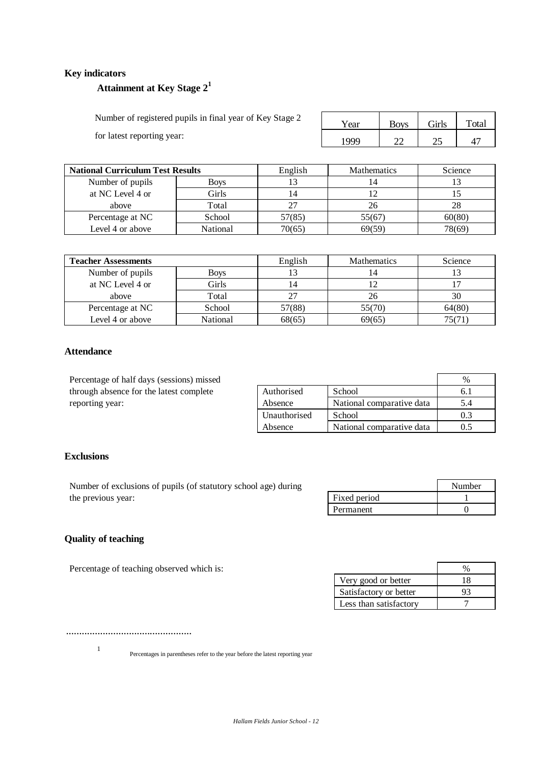## Key indicators

### Attainment at Key Stage 2[1]

Number of registered pupils in final year of Key Stage 2 for latest reporting year:

| Year | Boys | Girls | Total |
|---|---|---|---|
| 1999 | 22 | 25 | 47 |

| National Curriculum Test Results | | English | Mathematics | Science |
|---|---|---|---|---|
| Number of pupils at NC Level 4 or above | Boys | 13 | 14 | 13 |
| | Girls | 14 | 12 | 15 |
| | Total | 27 | 26 | 28 |
| Percentage at NC Level 4 or above | School | 57(85) | 55(67) | 60(80) |
| | National | 70(65) | 69(59) | 78(69) |

| Teacher Assessments | | English | Mathematics | Science |
|---|---|---|---|---|
| Number of pupils at NC Level 4 or above | Boys | 13 | 14 | 13 |
| | Girls | 14 | 12 | 17 |
| | Total | 27 | 26 | 30 |
| Percentage at NC Level 4 or above | School | 57(88) | 55(70) | 64(80) |
| | National | 68(65) | 69(65) | 75(71) |

### Attendance

Percentage of half days (sessions) missed through absence for the latest complete reporting year:

| | | % |
|---|---|---|
| Authorised Absence | School | 6.1 |
| | National comparative data | 5.4 |
| Unauthorised Absence | School | 0.3 |
| | National comparative data | 0.5 |

### Exclusions

Number of exclusions of pupils (of statutory school age) during the previous year:

| | Number |
|---|---|
| Fixed period | 1 |
| Permanent | 0 |

### Quality of teaching

Percentage of teaching observed which is:

| | % |
|---|---|
| Very good or better | 18 |
| Satisfactory or better | 93 |
| Less than satisfactory | 7 |

...............................................

[1] Percentages in parentheses refer to the year before the latest reporting year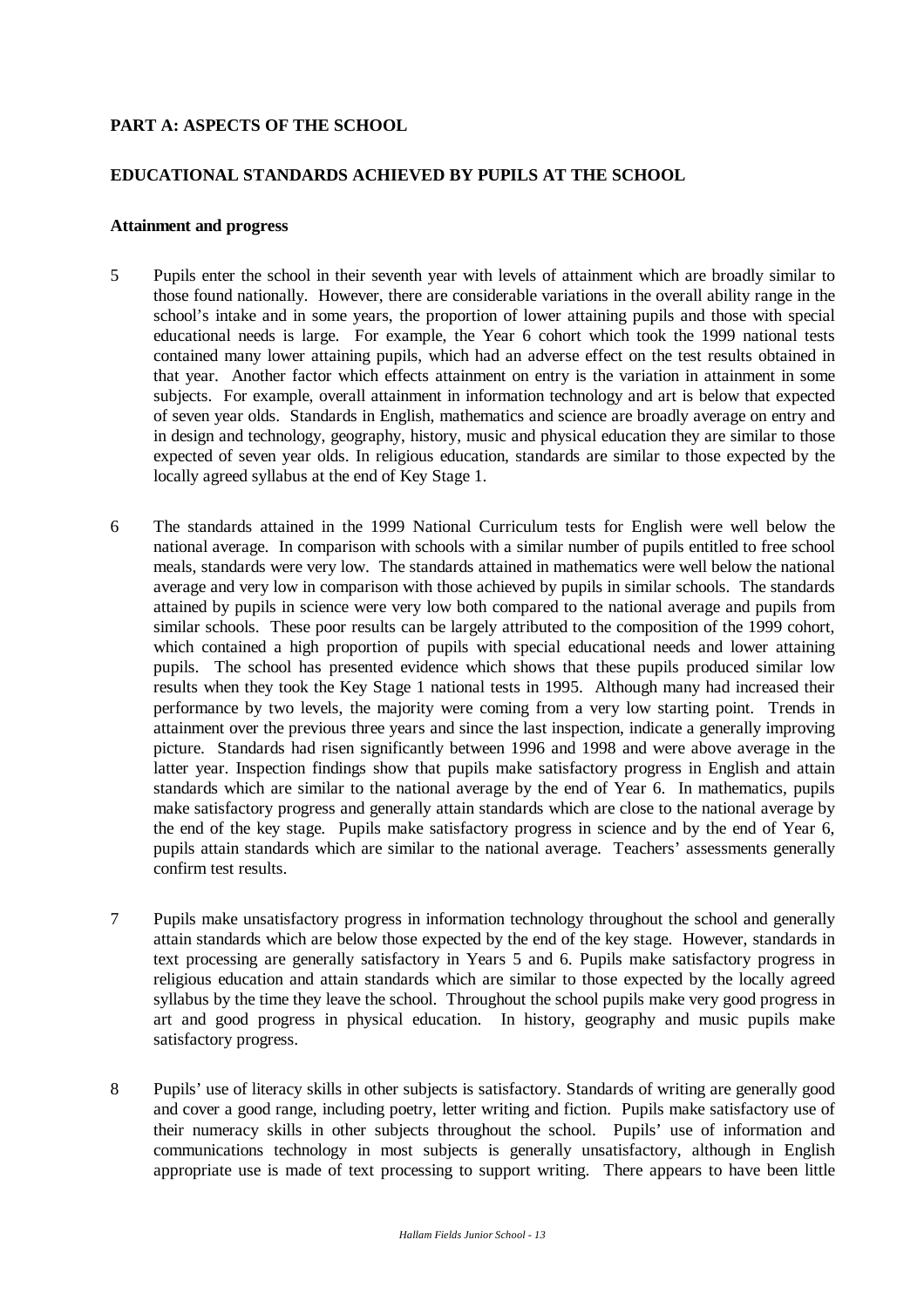**PART A: ASPECTS OF THE SCHOOL**

**EDUCATIONAL STANDARDS ACHIEVED BY PUPILS AT THE SCHOOL**

**Attainment and progress**

5 Pupils enter the school in their seventh year with levels of attainment which are broadly similar to those found nationally. However, there are considerable variations in the overall ability range in the school's intake and in some years, the proportion of lower attaining pupils and those with special educational needs is large. For example, the Year 6 cohort which took the 1999 national tests contained many lower attaining pupils, which had an adverse effect on the test results obtained in that year. Another factor which effects attainment on entry is the variation in attainment in some subjects. For example, overall attainment in information technology and art is below that expected of seven year olds. Standards in English, mathematics and science are broadly average on entry and in design and technology, geography, history, music and physical education they are similar to those expected of seven year olds. In religious education, standards are similar to those expected by the locally agreed syllabus at the end of Key Stage 1.

6 The standards attained in the 1999 National Curriculum tests for English were well below the national average. In comparison with schools with a similar number of pupils entitled to free school meals, standards were very low. The standards attained in mathematics were well below the national average and very low in comparison with those achieved by pupils in similar schools. The standards attained by pupils in science were very low both compared to the national average and pupils from similar schools. These poor results can be largely attributed to the composition of the 1999 cohort, which contained a high proportion of pupils with special educational needs and lower attaining pupils. The school has presented evidence which shows that these pupils produced similar low results when they took the Key Stage 1 national tests in 1995. Although many had increased their performance by two levels, the majority were coming from a very low starting point. Trends in attainment over the previous three years and since the last inspection, indicate a generally improving picture. Standards had risen significantly between 1996 and 1998 and were above average in the latter year. Inspection findings show that pupils make satisfactory progress in English and attain standards which are similar to the national average by the end of Year 6. In mathematics, pupils make satisfactory progress and generally attain standards which are close to the national average by the end of the key stage. Pupils make satisfactory progress in science and by the end of Year 6, pupils attain standards which are similar to the national average. Teachers' assessments generally confirm test results.

7 Pupils make unsatisfactory progress in information technology throughout the school and generally attain standards which are below those expected by the end of the key stage. However, standards in text processing are generally satisfactory in Years 5 and 6. Pupils make satisfactory progress in religious education and attain standards which are similar to those expected by the locally agreed syllabus by the time they leave the school. Throughout the school pupils make very good progress in art and good progress in physical education. In history, geography and music pupils make satisfactory progress.

8 Pupils' use of literacy skills in other subjects is satisfactory. Standards of writing are generally good and cover a good range, including poetry, letter writing and fiction. Pupils make satisfactory use of their numeracy skills in other subjects throughout the school. Pupils' use of information and communications technology in most subjects is generally unsatisfactory, although in English appropriate use is made of text processing to support writing. There appears to have been little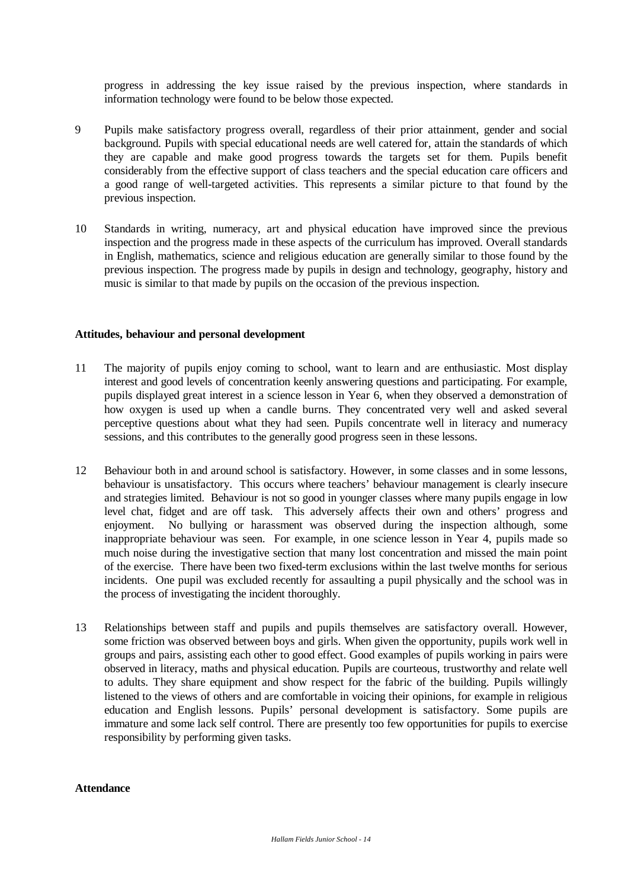progress in addressing the key issue raised by the previous inspection, where standards in information technology were found to be below those expected.

9 Pupils make satisfactory progress overall, regardless of their prior attainment, gender and social background. Pupils with special educational needs are well catered for, attain the standards of which they are capable and make good progress towards the targets set for them. Pupils benefit considerably from the effective support of class teachers and the special education care officers and a good range of well-targeted activities. This represents a similar picture to that found by the previous inspection.

10 Standards in writing, numeracy, art and physical education have improved since the previous inspection and the progress made in these aspects of the curriculum has improved. Overall standards in English, mathematics, science and religious education are generally similar to those found by the previous inspection. The progress made by pupils in design and technology, geography, history and music is similar to that made by pupils on the occasion of the previous inspection.

**Attitudes, behaviour and personal development**

11 The majority of pupils enjoy coming to school, want to learn and are enthusiastic. Most display interest and good levels of concentration keenly answering questions and participating. For example, pupils displayed great interest in a science lesson in Year 6, when they observed a demonstration of how oxygen is used up when a candle burns. They concentrated very well and asked several perceptive questions about what they had seen. Pupils concentrate well in literacy and numeracy sessions, and this contributes to the generally good progress seen in these lessons.

12 Behaviour both in and around school is satisfactory. However, in some classes and in some lessons, behaviour is unsatisfactory. This occurs where teachers' behaviour management is clearly insecure and strategies limited. Behaviour is not so good in younger classes where many pupils engage in low level chat, fidget and are off task. This adversely affects their own and others' progress and enjoyment. No bullying or harassment was observed during the inspection although, some inappropriate behaviour was seen. For example, in one science lesson in Year 4, pupils made so much noise during the investigative section that many lost concentration and missed the main point of the exercise. There have been two fixed-term exclusions within the last twelve months for serious incidents. One pupil was excluded recently for assaulting a pupil physically and the school was in the process of investigating the incident thoroughly.

13 Relationships between staff and pupils and pupils themselves are satisfactory overall. However, some friction was observed between boys and girls. When given the opportunity, pupils work well in groups and pairs, assisting each other to good effect. Good examples of pupils working in pairs were observed in literacy, maths and physical education. Pupils are courteous, trustworthy and relate well to adults. They share equipment and show respect for the fabric of the building. Pupils willingly listened to the views of others and are comfortable in voicing their opinions, for example in religious education and English lessons. Pupils' personal development is satisfactory. Some pupils are immature and some lack self control. There are presently too few opportunities for pupils to exercise responsibility by performing given tasks.

**Attendance**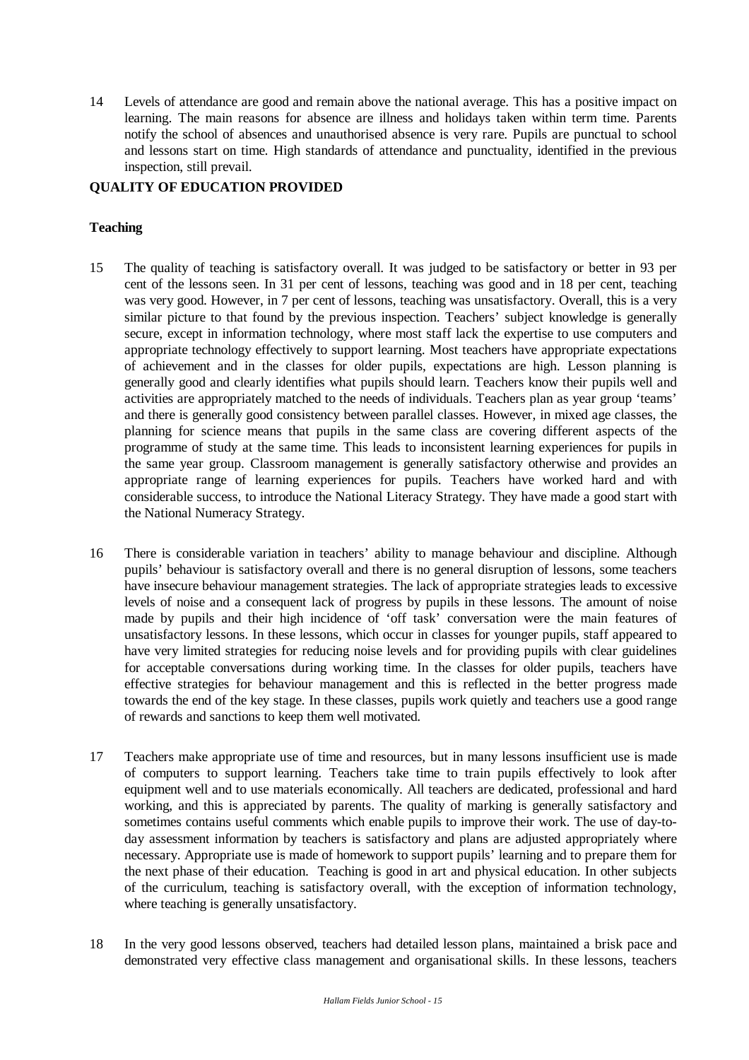14 Levels of attendance are good and remain above the national average. This has a positive impact on learning. The main reasons for absence are illness and holidays taken within term time. Parents notify the school of absences and unauthorised absence is very rare. Pupils are punctual to school and lessons start on time. High standards of attendance and punctuality, identified in the previous inspection, still prevail.

## QUALITY OF EDUCATION PROVIDED

### Teaching

15 The quality of teaching is satisfactory overall. It was judged to be satisfactory or better in 93 per cent of the lessons seen. In 31 per cent of lessons, teaching was good and in 18 per cent, teaching was very good. However, in 7 per cent of lessons, teaching was unsatisfactory. Overall, this is a very similar picture to that found by the previous inspection. Teachers' subject knowledge is generally secure, except in information technology, where most staff lack the expertise to use computers and appropriate technology effectively to support learning. Most teachers have appropriate expectations of achievement and in the classes for older pupils, expectations are high. Lesson planning is generally good and clearly identifies what pupils should learn. Teachers know their pupils well and activities are appropriately matched to the needs of individuals. Teachers plan as year group 'teams' and there is generally good consistency between parallel classes. However, in mixed age classes, the planning for science means that pupils in the same class are covering different aspects of the programme of study at the same time. This leads to inconsistent learning experiences for pupils in the same year group. Classroom management is generally satisfactory otherwise and provides an appropriate range of learning experiences for pupils. Teachers have worked hard and with considerable success, to introduce the National Literacy Strategy. They have made a good start with the National Numeracy Strategy.

16 There is considerable variation in teachers' ability to manage behaviour and discipline. Although pupils' behaviour is satisfactory overall and there is no general disruption of lessons, some teachers have insecure behaviour management strategies. The lack of appropriate strategies leads to excessive levels of noise and a consequent lack of progress by pupils in these lessons. The amount of noise made by pupils and their high incidence of 'off task' conversation were the main features of unsatisfactory lessons. In these lessons, which occur in classes for younger pupils, staff appeared to have very limited strategies for reducing noise levels and for providing pupils with clear guidelines for acceptable conversations during working time. In the classes for older pupils, teachers have effective strategies for behaviour management and this is reflected in the better progress made towards the end of the key stage. In these classes, pupils work quietly and teachers use a good range of rewards and sanctions to keep them well motivated.

17 Teachers make appropriate use of time and resources, but in many lessons insufficient use is made of computers to support learning. Teachers take time to train pupils effectively to look after equipment well and to use materials economically. All teachers are dedicated, professional and hard working, and this is appreciated by parents. The quality of marking is generally satisfactory and sometimes contains useful comments which enable pupils to improve their work. The use of day-to-day assessment information by teachers is satisfactory and plans are adjusted appropriately where necessary. Appropriate use is made of homework to support pupils' learning and to prepare them for the next phase of their education. Teaching is good in art and physical education. In other subjects of the curriculum, teaching is satisfactory overall, with the exception of information technology, where teaching is generally unsatisfactory.

18 In the very good lessons observed, teachers had detailed lesson plans, maintained a brisk pace and demonstrated very effective class management and organisational skills. In these lessons, teachers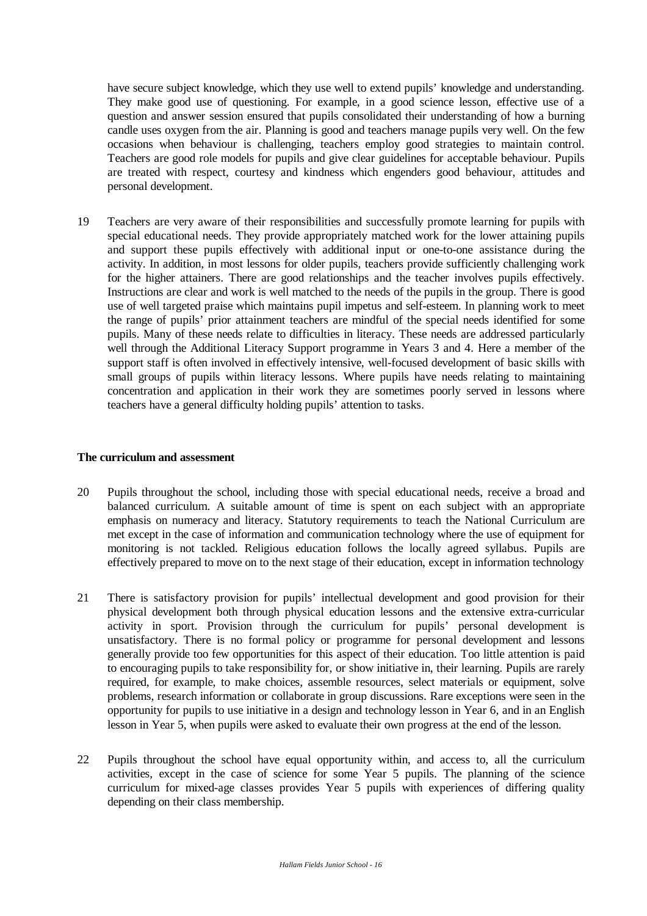have secure subject knowledge, which they use well to extend pupils' knowledge and understanding. They make good use of questioning. For example, in a good science lesson, effective use of a question and answer session ensured that pupils consolidated their understanding of how a burning candle uses oxygen from the air. Planning is good and teachers manage pupils very well. On the few occasions when behaviour is challenging, teachers employ good strategies to maintain control. Teachers are good role models for pupils and give clear guidelines for acceptable behaviour. Pupils are treated with respect, courtesy and kindness which engenders good behaviour, attitudes and personal development.

19 Teachers are very aware of their responsibilities and successfully promote learning for pupils with special educational needs. They provide appropriately matched work for the lower attaining pupils and support these pupils effectively with additional input or one-to-one assistance during the activity. In addition, in most lessons for older pupils, teachers provide sufficiently challenging work for the higher attainers. There are good relationships and the teacher involves pupils effectively. Instructions are clear and work is well matched to the needs of the pupils in the group. There is good use of well targeted praise which maintains pupil impetus and self-esteem. In planning work to meet the range of pupils' prior attainment teachers are mindful of the special needs identified for some pupils. Many of these needs relate to difficulties in literacy. These needs are addressed particularly well through the Additional Literacy Support programme in Years 3 and 4. Here a member of the support staff is often involved in effectively intensive, well-focused development of basic skills with small groups of pupils within literacy lessons. Where pupils have needs relating to maintaining concentration and application in their work they are sometimes poorly served in lessons where teachers have a general difficulty holding pupils' attention to tasks.

**The curriculum and assessment**

20 Pupils throughout the school, including those with special educational needs, receive a broad and balanced curriculum. A suitable amount of time is spent on each subject with an appropriate emphasis on numeracy and literacy. Statutory requirements to teach the National Curriculum are met except in the case of information and communication technology where the use of equipment for monitoring is not tackled. Religious education follows the locally agreed syllabus. Pupils are effectively prepared to move on to the next stage of their education, except in information technology

21 There is satisfactory provision for pupils' intellectual development and good provision for their physical development both through physical education lessons and the extensive extra-curricular activity in sport. Provision through the curriculum for pupils' personal development is unsatisfactory. There is no formal policy or programme for personal development and lessons generally provide too few opportunities for this aspect of their education. Too little attention is paid to encouraging pupils to take responsibility for, or show initiative in, their learning. Pupils are rarely required, for example, to make choices, assemble resources, select materials or equipment, solve problems, research information or collaborate in group discussions. Rare exceptions were seen in the opportunity for pupils to use initiative in a design and technology lesson in Year 6, and in an English lesson in Year 5, when pupils were asked to evaluate their own progress at the end of the lesson.

22 Pupils throughout the school have equal opportunity within, and access to, all the curriculum activities, except in the case of science for some Year 5 pupils. The planning of the science curriculum for mixed-age classes provides Year 5 pupils with experiences of differing quality depending on their class membership.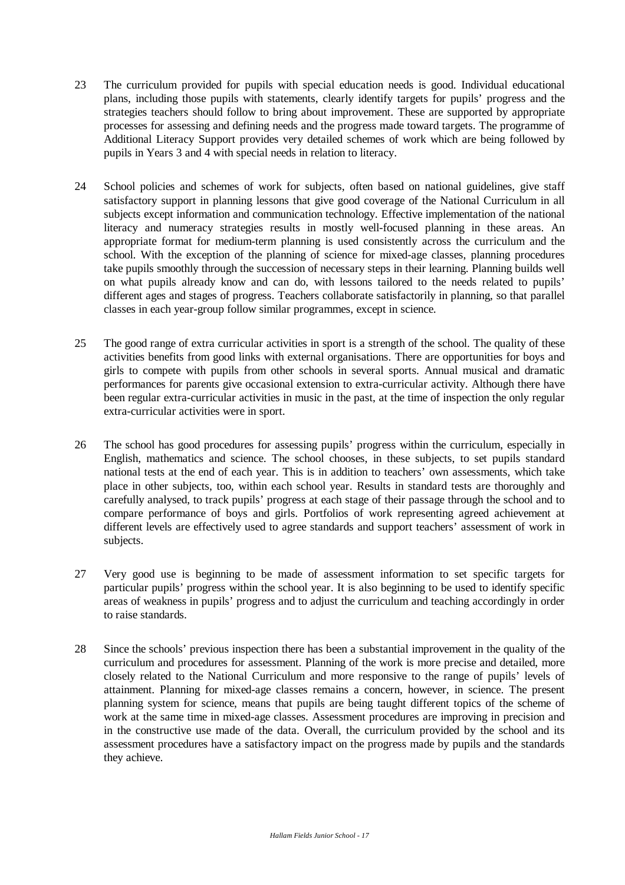23 The curriculum provided for pupils with special education needs is good. Individual educational plans, including those pupils with statements, clearly identify targets for pupils' progress and the strategies teachers should follow to bring about improvement. These are supported by appropriate processes for assessing and defining needs and the progress made toward targets. The programme of Additional Literacy Support provides very detailed schemes of work which are being followed by pupils in Years 3 and 4 with special needs in relation to literacy.

24 School policies and schemes of work for subjects, often based on national guidelines, give staff satisfactory support in planning lessons that give good coverage of the National Curriculum in all subjects except information and communication technology. Effective implementation of the national literacy and numeracy strategies results in mostly well-focused planning in these areas. An appropriate format for medium-term planning is used consistently across the curriculum and the school. With the exception of the planning of science for mixed-age classes, planning procedures take pupils smoothly through the succession of necessary steps in their learning. Planning builds well on what pupils already know and can do, with lessons tailored to the needs related to pupils' different ages and stages of progress. Teachers collaborate satisfactorily in planning, so that parallel classes in each year-group follow similar programmes, except in science.

25 The good range of extra curricular activities in sport is a strength of the school. The quality of these activities benefits from good links with external organisations. There are opportunities for boys and girls to compete with pupils from other schools in several sports. Annual musical and dramatic performances for parents give occasional extension to extra-curricular activity. Although there have been regular extra-curricular activities in music in the past, at the time of inspection the only regular extra-curricular activities were in sport.

26 The school has good procedures for assessing pupils' progress within the curriculum, especially in English, mathematics and science. The school chooses, in these subjects, to set pupils standard national tests at the end of each year. This is in addition to teachers' own assessments, which take place in other subjects, too, within each school year. Results in standard tests are thoroughly and carefully analysed, to track pupils' progress at each stage of their passage through the school and to compare performance of boys and girls. Portfolios of work representing agreed achievement at different levels are effectively used to agree standards and support teachers' assessment of work in subjects.

27 Very good use is beginning to be made of assessment information to set specific targets for particular pupils' progress within the school year. It is also beginning to be used to identify specific areas of weakness in pupils' progress and to adjust the curriculum and teaching accordingly in order to raise standards.

28 Since the schools' previous inspection there has been a substantial improvement in the quality of the curriculum and procedures for assessment. Planning of the work is more precise and detailed, more closely related to the National Curriculum and more responsive to the range of pupils' levels of attainment. Planning for mixed-age classes remains a concern, however, in science. The present planning system for science, means that pupils are being taught different topics of the scheme of work at the same time in mixed-age classes. Assessment procedures are improving in precision and in the constructive use made of the data. Overall, the curriculum provided by the school and its assessment procedures have a satisfactory impact on the progress made by pupils and the standards they achieve.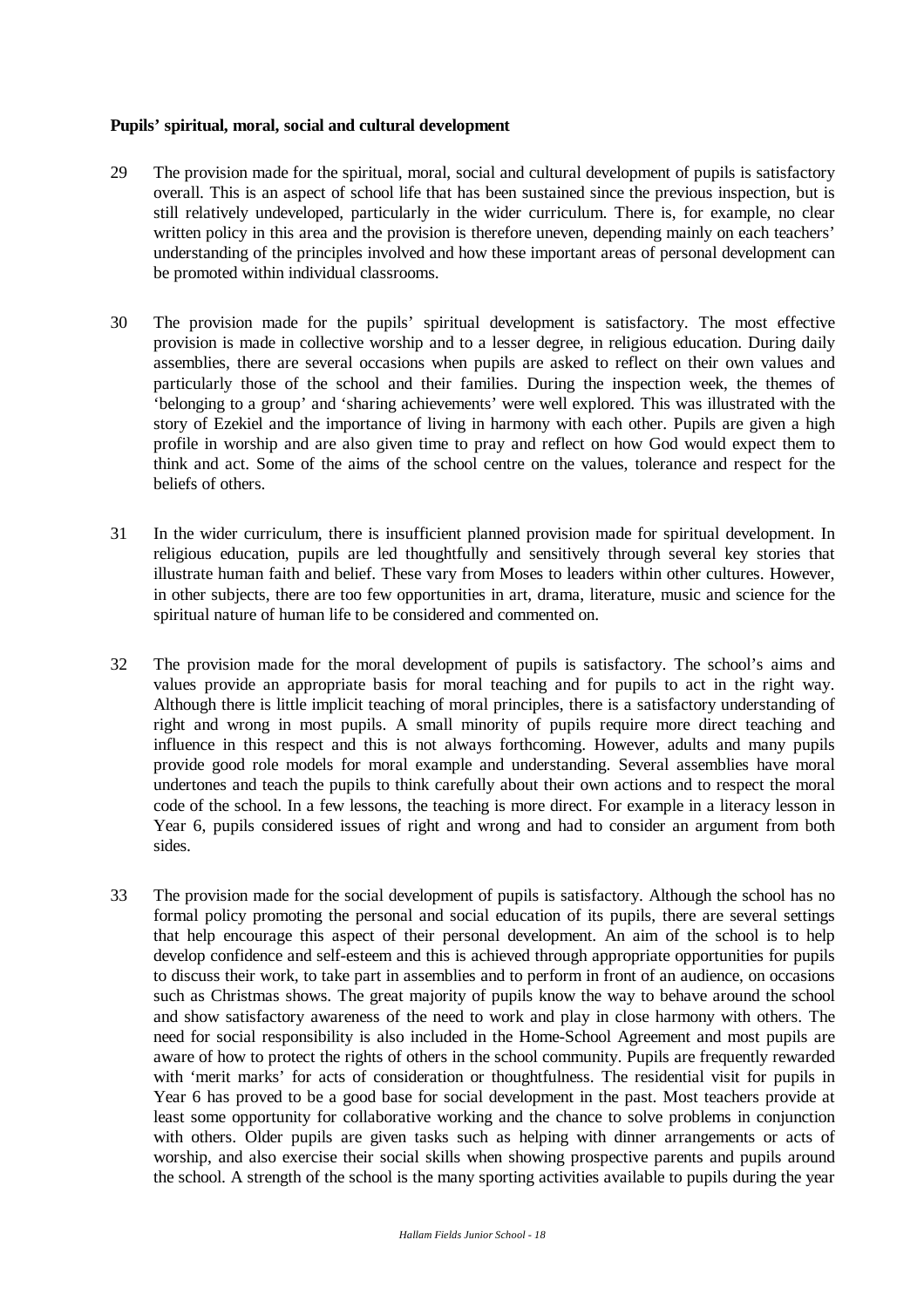**Pupils' spiritual, moral, social and cultural development**

29 The provision made for the spiritual, moral, social and cultural development of pupils is satisfactory overall. This is an aspect of school life that has been sustained since the previous inspection, but is still relatively undeveloped, particularly in the wider curriculum. There is, for example, no clear written policy in this area and the provision is therefore uneven, depending mainly on each teachers' understanding of the principles involved and how these important areas of personal development can be promoted within individual classrooms.

30 The provision made for the pupils' spiritual development is satisfactory. The most effective provision is made in collective worship and to a lesser degree, in religious education. During daily assemblies, there are several occasions when pupils are asked to reflect on their own values and particularly those of the school and their families. During the inspection week, the themes of 'belonging to a group' and 'sharing achievements' were well explored. This was illustrated with the story of Ezekiel and the importance of living in harmony with each other. Pupils are given a high profile in worship and are also given time to pray and reflect on how God would expect them to think and act. Some of the aims of the school centre on the values, tolerance and respect for the beliefs of others.

31 In the wider curriculum, there is insufficient planned provision made for spiritual development. In religious education, pupils are led thoughtfully and sensitively through several key stories that illustrate human faith and belief. These vary from Moses to leaders within other cultures. However, in other subjects, there are too few opportunities in art, drama, literature, music and science for the spiritual nature of human life to be considered and commented on.

32 The provision made for the moral development of pupils is satisfactory. The school's aims and values provide an appropriate basis for moral teaching and for pupils to act in the right way. Although there is little implicit teaching of moral principles, there is a satisfactory understanding of right and wrong in most pupils. A small minority of pupils require more direct teaching and influence in this respect and this is not always forthcoming. However, adults and many pupils provide good role models for moral example and understanding. Several assemblies have moral undertones and teach the pupils to think carefully about their own actions and to respect the moral code of the school. In a few lessons, the teaching is more direct. For example in a literacy lesson in Year 6, pupils considered issues of right and wrong and had to consider an argument from both sides.

33 The provision made for the social development of pupils is satisfactory. Although the school has no formal policy promoting the personal and social education of its pupils, there are several settings that help encourage this aspect of their personal development. An aim of the school is to help develop confidence and self-esteem and this is achieved through appropriate opportunities for pupils to discuss their work, to take part in assemblies and to perform in front of an audience, on occasions such as Christmas shows. The great majority of pupils know the way to behave around the school and show satisfactory awareness of the need to work and play in close harmony with others. The need for social responsibility is also included in the Home-School Agreement and most pupils are aware of how to protect the rights of others in the school community. Pupils are frequently rewarded with 'merit marks' for acts of consideration or thoughtfulness. The residential visit for pupils in Year 6 has proved to be a good base for social development in the past. Most teachers provide at least some opportunity for collaborative working and the chance to solve problems in conjunction with others. Older pupils are given tasks such as helping with dinner arrangements or acts of worship, and also exercise their social skills when showing prospective parents and pupils around the school. A strength of the school is the many sporting activities available to pupils during the year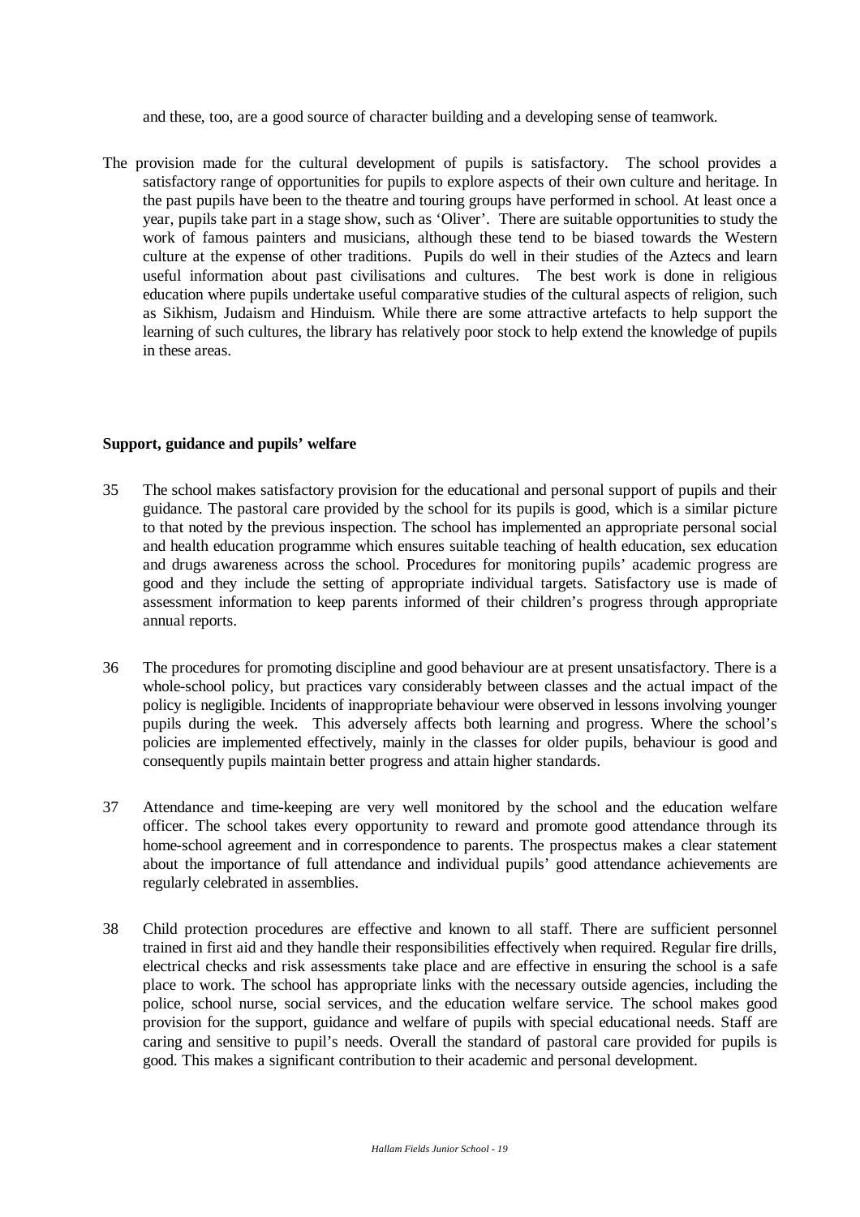and these, too, are a good source of character building and a developing sense of teamwork.

The provision made for the cultural development of pupils is satisfactory. The school provides a satisfactory range of opportunities for pupils to explore aspects of their own culture and heritage. In the past pupils have been to the theatre and touring groups have performed in school. At least once a year, pupils take part in a stage show, such as 'Oliver'. There are suitable opportunities to study the work of famous painters and musicians, although these tend to be biased towards the Western culture at the expense of other traditions. Pupils do well in their studies of the Aztecs and learn useful information about past civilisations and cultures. The best work is done in religious education where pupils undertake useful comparative studies of the cultural aspects of religion, such as Sikhism, Judaism and Hinduism. While there are some attractive artefacts to help support the learning of such cultures, the library has relatively poor stock to help extend the knowledge of pupils in these areas.

**Support, guidance and pupils' welfare**

35 The school makes satisfactory provision for the educational and personal support of pupils and their guidance. The pastoral care provided by the school for its pupils is good, which is a similar picture to that noted by the previous inspection. The school has implemented an appropriate personal social and health education programme which ensures suitable teaching of health education, sex education and drugs awareness across the school. Procedures for monitoring pupils' academic progress are good and they include the setting of appropriate individual targets. Satisfactory use is made of assessment information to keep parents informed of their children's progress through appropriate annual reports.

36 The procedures for promoting discipline and good behaviour are at present unsatisfactory. There is a whole-school policy, but practices vary considerably between classes and the actual impact of the policy is negligible. Incidents of inappropriate behaviour were observed in lessons involving younger pupils during the week. This adversely affects both learning and progress. Where the school's policies are implemented effectively, mainly in the classes for older pupils, behaviour is good and consequently pupils maintain better progress and attain higher standards.

37 Attendance and time-keeping are very well monitored by the school and the education welfare officer. The school takes every opportunity to reward and promote good attendance through its home-school agreement and in correspondence to parents. The prospectus makes a clear statement about the importance of full attendance and individual pupils' good attendance achievements are regularly celebrated in assemblies.

38 Child protection procedures are effective and known to all staff. There are sufficient personnel trained in first aid and they handle their responsibilities effectively when required. Regular fire drills, electrical checks and risk assessments take place and are effective in ensuring the school is a safe place to work. The school has appropriate links with the necessary outside agencies, including the police, school nurse, social services, and the education welfare service. The school makes good provision for the support, guidance and welfare of pupils with special educational needs. Staff are caring and sensitive to pupil's needs. Overall the standard of pastoral care provided for pupils is good. This makes a significant contribution to their academic and personal development.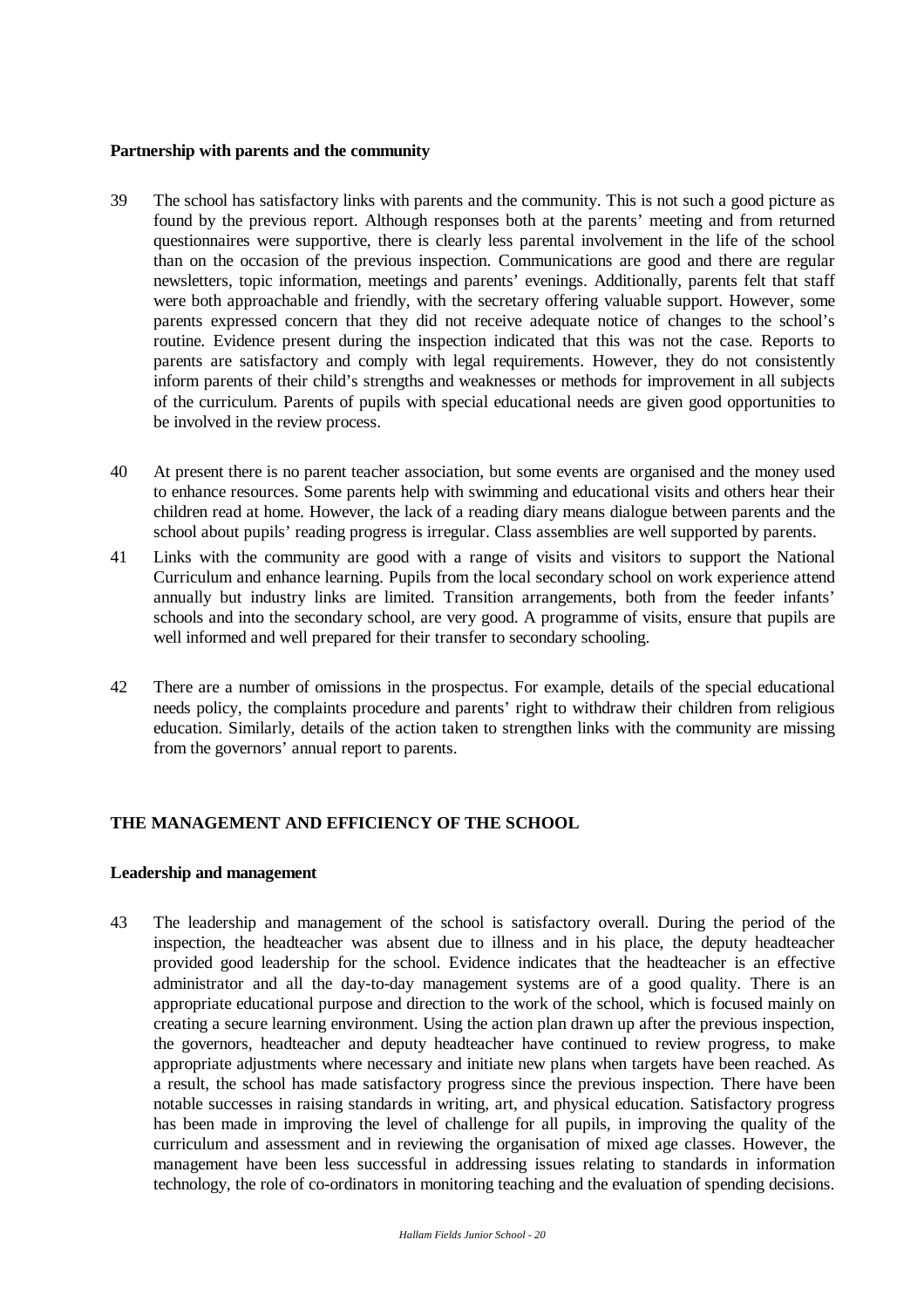**Partnership with parents and the community**

39 The school has satisfactory links with parents and the community. This is not such a good picture as found by the previous report. Although responses both at the parents' meeting and from returned questionnaires were supportive, there is clearly less parental involvement in the life of the school than on the occasion of the previous inspection. Communications are good and there are regular newsletters, topic information, meetings and parents' evenings. Additionally, parents felt that staff were both approachable and friendly, with the secretary offering valuable support. However, some parents expressed concern that they did not receive adequate notice of changes to the school's routine. Evidence present during the inspection indicated that this was not the case. Reports to parents are satisfactory and comply with legal requirements. However, they do not consistently inform parents of their child's strengths and weaknesses or methods for improvement in all subjects of the curriculum. Parents of pupils with special educational needs are given good opportunities to be involved in the review process.

40 At present there is no parent teacher association, but some events are organised and the money used to enhance resources. Some parents help with swimming and educational visits and others hear their children read at home. However, the lack of a reading diary means dialogue between parents and the school about pupils' reading progress is irregular. Class assemblies are well supported by parents.

41 Links with the community are good with a range of visits and visitors to support the National Curriculum and enhance learning. Pupils from the local secondary school on work experience attend annually but industry links are limited. Transition arrangements, both from the feeder infants' schools and into the secondary school, are very good. A programme of visits, ensure that pupils are well informed and well prepared for their transfer to secondary schooling.

42 There are a number of omissions in the prospectus. For example, details of the special educational needs policy, the complaints procedure and parents' right to withdraw their children from religious education. Similarly, details of the action taken to strengthen links with the community are missing from the governors' annual report to parents.

## THE MANAGEMENT AND EFFICIENCY OF THE SCHOOL

**Leadership and management**

43 The leadership and management of the school is satisfactory overall. During the period of the inspection, the headteacher was absent due to illness and in his place, the deputy headteacher provided good leadership for the school. Evidence indicates that the headteacher is an effective administrator and all the day-to-day management systems are of a good quality. There is an appropriate educational purpose and direction to the work of the school, which is focused mainly on creating a secure learning environment. Using the action plan drawn up after the previous inspection, the governors, headteacher and deputy headteacher have continued to review progress, to make appropriate adjustments where necessary and initiate new plans when targets have been reached. As a result, the school has made satisfactory progress since the previous inspection. There have been notable successes in raising standards in writing, art, and physical education. Satisfactory progress has been made in improving the level of challenge for all pupils, in improving the quality of the curriculum and assessment and in reviewing the organisation of mixed age classes. However, the management have been less successful in addressing issues relating to standards in information technology, the role of co-ordinators in monitoring teaching and the evaluation of spending decisions.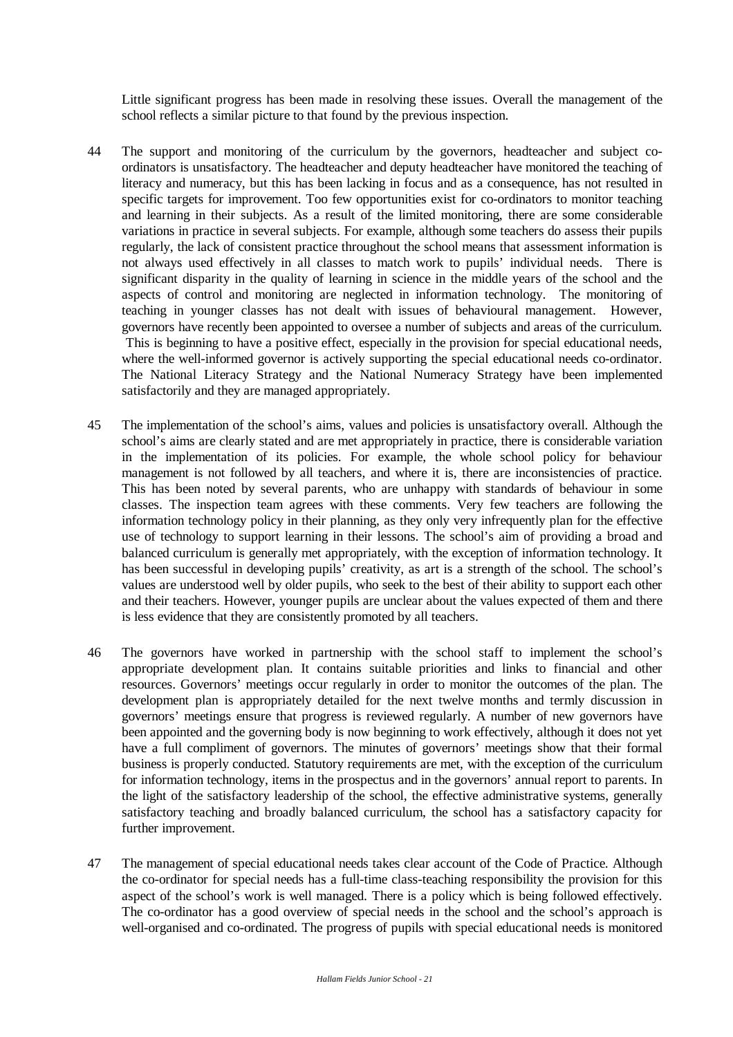Little significant progress has been made in resolving these issues. Overall the management of the school reflects a similar picture to that found by the previous inspection.

44 The support and monitoring of the curriculum by the governors, headteacher and subject co-ordinators is unsatisfactory. The headteacher and deputy headteacher have monitored the teaching of literacy and numeracy, but this has been lacking in focus and as a consequence, has not resulted in specific targets for improvement. Too few opportunities exist for co-ordinators to monitor teaching and learning in their subjects. As a result of the limited monitoring, there are some considerable variations in practice in several subjects. For example, although some teachers do assess their pupils regularly, the lack of consistent practice throughout the school means that assessment information is not always used effectively in all classes to match work to pupils' individual needs. There is significant disparity in the quality of learning in science in the middle years of the school and the aspects of control and monitoring are neglected in information technology. The monitoring of teaching in younger classes has not dealt with issues of behavioural management. However, governors have recently been appointed to oversee a number of subjects and areas of the curriculum. This is beginning to have a positive effect, especially in the provision for special educational needs, where the well-informed governor is actively supporting the special educational needs co-ordinator. The National Literacy Strategy and the National Numeracy Strategy have been implemented satisfactorily and they are managed appropriately.

45 The implementation of the school's aims, values and policies is unsatisfactory overall. Although the school's aims are clearly stated and are met appropriately in practice, there is considerable variation in the implementation of its policies. For example, the whole school policy for behaviour management is not followed by all teachers, and where it is, there are inconsistencies of practice. This has been noted by several parents, who are unhappy with standards of behaviour in some classes. The inspection team agrees with these comments. Very few teachers are following the information technology policy in their planning, as they only very infrequently plan for the effective use of technology to support learning in their lessons. The school's aim of providing a broad and balanced curriculum is generally met appropriately, with the exception of information technology. It has been successful in developing pupils' creativity, as art is a strength of the school. The school's values are understood well by older pupils, who seek to the best of their ability to support each other and their teachers. However, younger pupils are unclear about the values expected of them and there is less evidence that they are consistently promoted by all teachers.

46 The governors have worked in partnership with the school staff to implement the school's appropriate development plan. It contains suitable priorities and links to financial and other resources. Governors' meetings occur regularly in order to monitor the outcomes of the plan. The development plan is appropriately detailed for the next twelve months and termly discussion in governors' meetings ensure that progress is reviewed regularly. A number of new governors have been appointed and the governing body is now beginning to work effectively, although it does not yet have a full compliment of governors. The minutes of governors' meetings show that their formal business is properly conducted. Statutory requirements are met, with the exception of the curriculum for information technology, items in the prospectus and in the governors' annual report to parents. In the light of the satisfactory leadership of the school, the effective administrative systems, generally satisfactory teaching and broadly balanced curriculum, the school has a satisfactory capacity for further improvement.

47 The management of special educational needs takes clear account of the Code of Practice. Although the co-ordinator for special needs has a full-time class-teaching responsibility the provision for this aspect of the school's work is well managed. There is a policy which is being followed effectively. The co-ordinator has a good overview of special needs in the school and the school's approach is well-organised and co-ordinated. The progress of pupils with special educational needs is monitored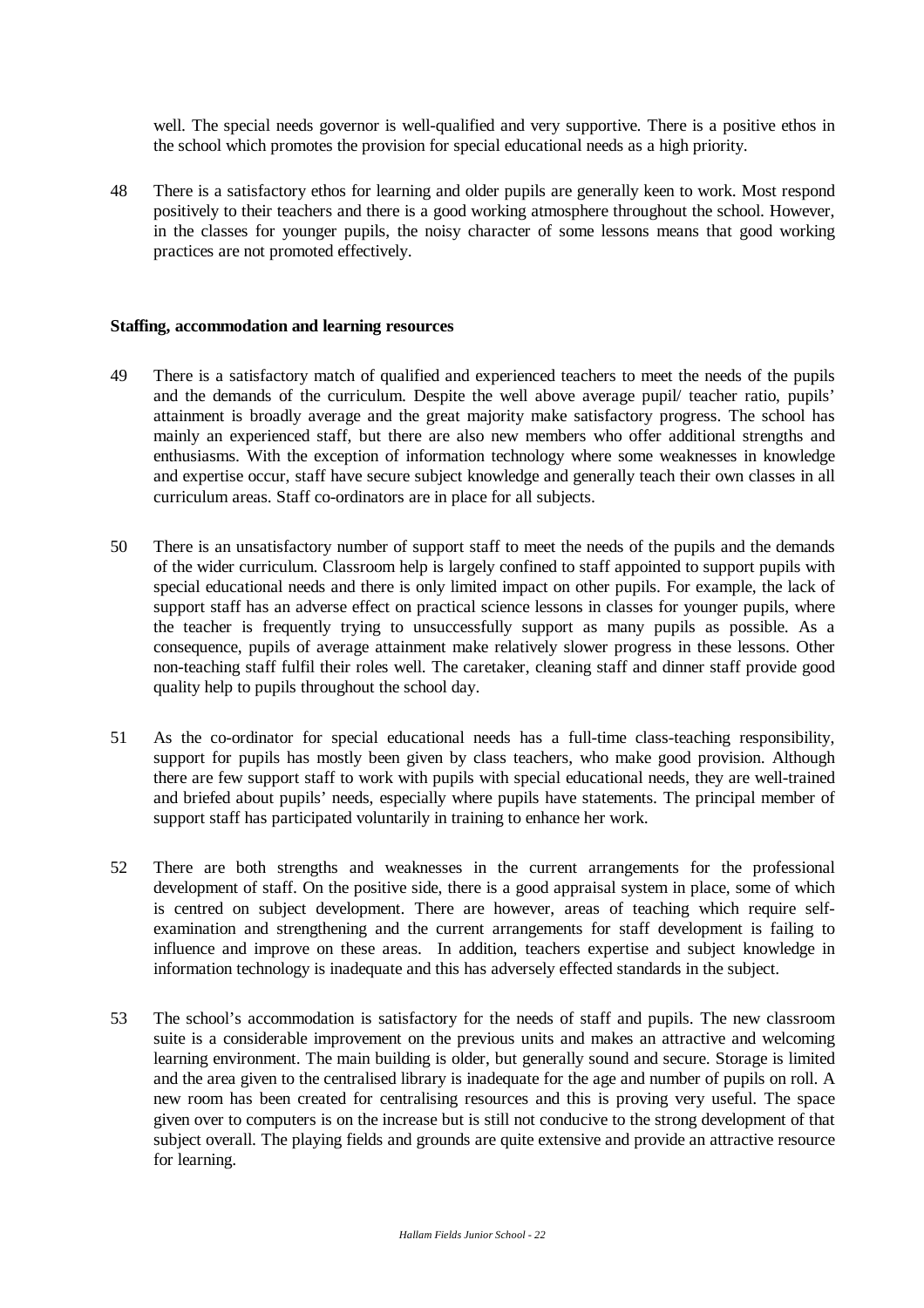well. The special needs governor is well-qualified and very supportive. There is a positive ethos in the school which promotes the provision for special educational needs as a high priority.

48 There is a satisfactory ethos for learning and older pupils are generally keen to work. Most respond positively to their teachers and there is a good working atmosphere throughout the school. However, in the classes for younger pupils, the noisy character of some lessons means that good working practices are not promoted effectively.

**Staffing, accommodation and learning resources**

49 There is a satisfactory match of qualified and experienced teachers to meet the needs of the pupils and the demands of the curriculum. Despite the well above average pupil/ teacher ratio, pupils' attainment is broadly average and the great majority make satisfactory progress. The school has mainly an experienced staff, but there are also new members who offer additional strengths and enthusiasms. With the exception of information technology where some weaknesses in knowledge and expertise occur, staff have secure subject knowledge and generally teach their own classes in all curriculum areas. Staff co-ordinators are in place for all subjects.

50 There is an unsatisfactory number of support staff to meet the needs of the pupils and the demands of the wider curriculum. Classroom help is largely confined to staff appointed to support pupils with special educational needs and there is only limited impact on other pupils. For example, the lack of support staff has an adverse effect on practical science lessons in classes for younger pupils, where the teacher is frequently trying to unsuccessfully support as many pupils as possible. As a consequence, pupils of average attainment make relatively slower progress in these lessons. Other non-teaching staff fulfil their roles well. The caretaker, cleaning staff and dinner staff provide good quality help to pupils throughout the school day.

51 As the co-ordinator for special educational needs has a full-time class-teaching responsibility, support for pupils has mostly been given by class teachers, who make good provision. Although there are few support staff to work with pupils with special educational needs, they are well-trained and briefed about pupils' needs, especially where pupils have statements. The principal member of support staff has participated voluntarily in training to enhance her work.

52 There are both strengths and weaknesses in the current arrangements for the professional development of staff. On the positive side, there is a good appraisal system in place, some of which is centred on subject development. There are however, areas of teaching which require self-examination and strengthening and the current arrangements for staff development is failing to influence and improve on these areas. In addition, teachers expertise and subject knowledge in information technology is inadequate and this has adversely effected standards in the subject.

53 The school's accommodation is satisfactory for the needs of staff and pupils. The new classroom suite is a considerable improvement on the previous units and makes an attractive and welcoming learning environment. The main building is older, but generally sound and secure. Storage is limited and the area given to the centralised library is inadequate for the age and number of pupils on roll. A new room has been created for centralising resources and this is proving very useful. The space given over to computers is on the increase but is still not conducive to the strong development of that subject overall. The playing fields and grounds are quite extensive and provide an attractive resource for learning.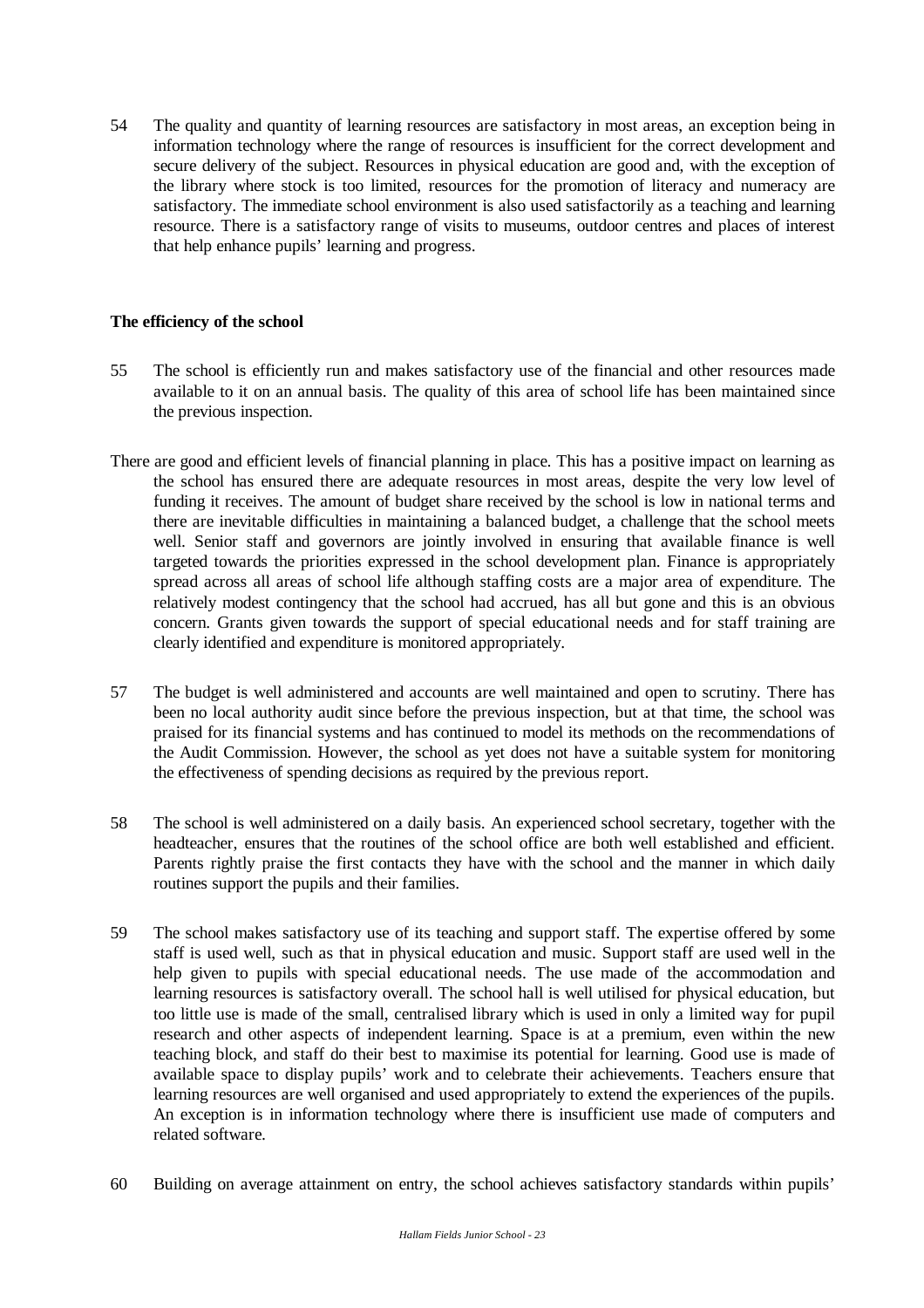54 The quality and quantity of learning resources are satisfactory in most areas, an exception being in information technology where the range of resources is insufficient for the correct development and secure delivery of the subject. Resources in physical education are good and, with the exception of the library where stock is too limited, resources for the promotion of literacy and numeracy are satisfactory. The immediate school environment is also used satisfactorily as a teaching and learning resource. There is a satisfactory range of visits to museums, outdoor centres and places of interest that help enhance pupils' learning and progress.

**The efficiency of the school**

55 The school is efficiently run and makes satisfactory use of the financial and other resources made available to it on an annual basis. The quality of this area of school life has been maintained since the previous inspection.

There are good and efficient levels of financial planning in place. This has a positive impact on learning as the school has ensured there are adequate resources in most areas, despite the very low level of funding it receives. The amount of budget share received by the school is low in national terms and there are inevitable difficulties in maintaining a balanced budget, a challenge that the school meets well. Senior staff and governors are jointly involved in ensuring that available finance is well targeted towards the priorities expressed in the school development plan. Finance is appropriately spread across all areas of school life although staffing costs are a major area of expenditure. The relatively modest contingency that the school had accrued, has all but gone and this is an obvious concern. Grants given towards the support of special educational needs and for staff training are clearly identified and expenditure is monitored appropriately.

57 The budget is well administered and accounts are well maintained and open to scrutiny. There has been no local authority audit since before the previous inspection, but at that time, the school was praised for its financial systems and has continued to model its methods on the recommendations of the Audit Commission. However, the school as yet does not have a suitable system for monitoring the effectiveness of spending decisions as required by the previous report.

58 The school is well administered on a daily basis. An experienced school secretary, together with the headteacher, ensures that the routines of the school office are both well established and efficient. Parents rightly praise the first contacts they have with the school and the manner in which daily routines support the pupils and their families.

59 The school makes satisfactory use of its teaching and support staff. The expertise offered by some staff is used well, such as that in physical education and music. Support staff are used well in the help given to pupils with special educational needs. The use made of the accommodation and learning resources is satisfactory overall. The school hall is well utilised for physical education, but too little use is made of the small, centralised library which is used in only a limited way for pupil research and other aspects of independent learning. Space is at a premium, even within the new teaching block, and staff do their best to maximise its potential for learning. Good use is made of available space to display pupils' work and to celebrate their achievements. Teachers ensure that learning resources are well organised and used appropriately to extend the experiences of the pupils. An exception is in information technology where there is insufficient use made of computers and related software.

60 Building on average attainment on entry, the school achieves satisfactory standards within pupils'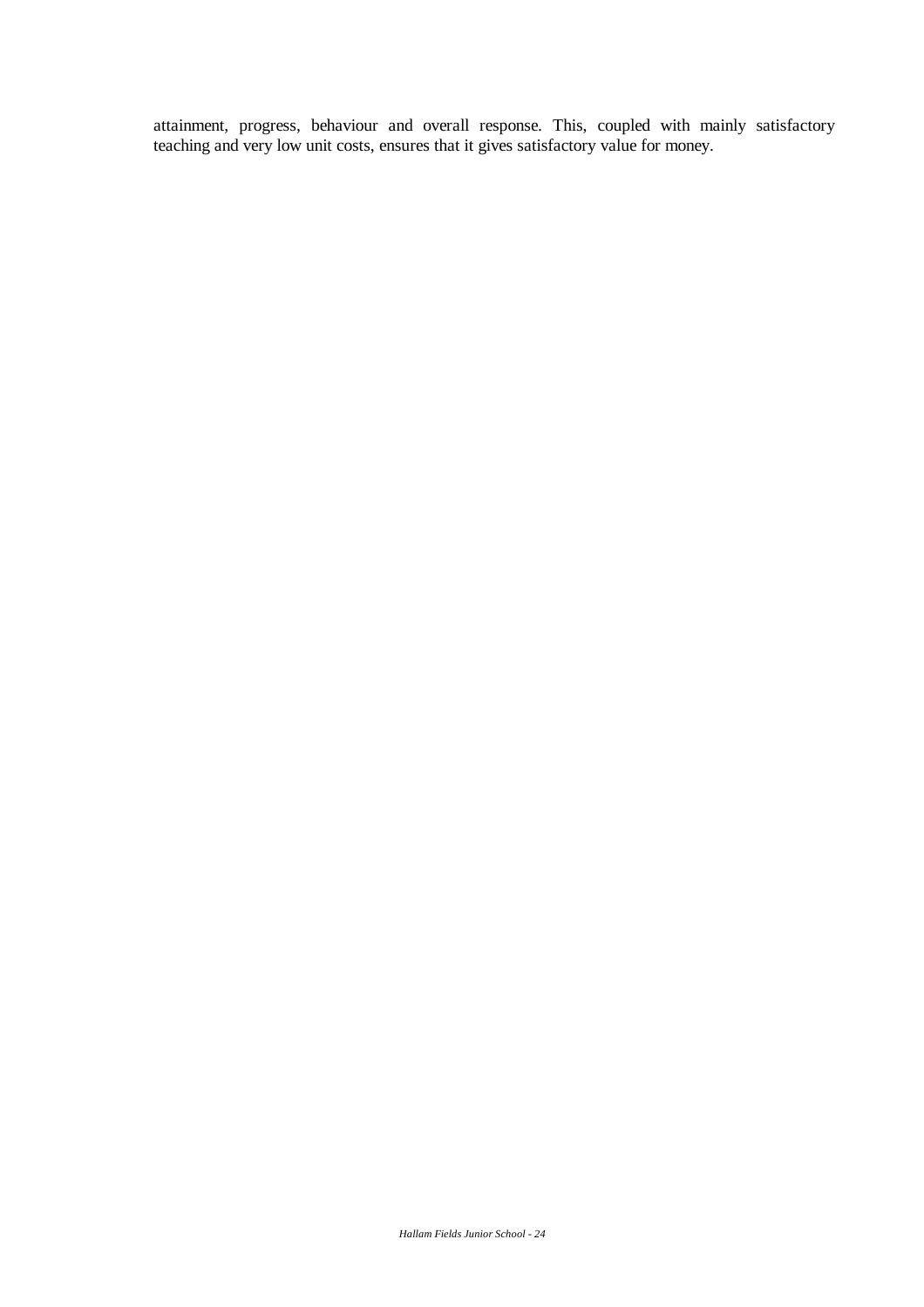attainment, progress, behaviour and overall response. This, coupled with mainly satisfactory teaching and very low unit costs, ensures that it gives satisfactory value for money.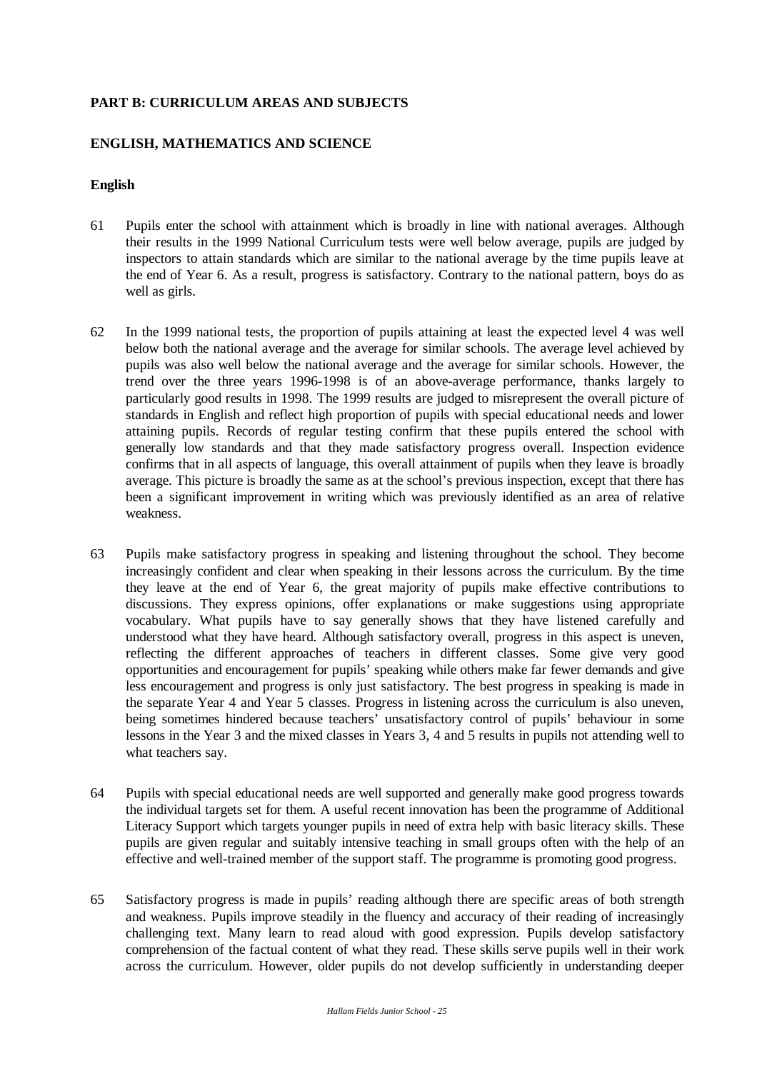## PART B: CURRICULUM AREAS AND SUBJECTS

## ENGLISH, MATHEMATICS AND SCIENCE

### English

61 Pupils enter the school with attainment which is broadly in line with national averages. Although their results in the 1999 National Curriculum tests were well below average, pupils are judged by inspectors to attain standards which are similar to the national average by the time pupils leave at the end of Year 6. As a result, progress is satisfactory. Contrary to the national pattern, boys do as well as girls.

62 In the 1999 national tests, the proportion of pupils attaining at least the expected level 4 was well below both the national average and the average for similar schools. The average level achieved by pupils was also well below the national average and the average for similar schools. However, the trend over the three years 1996-1998 is of an above-average performance, thanks largely to particularly good results in 1998. The 1999 results are judged to misrepresent the overall picture of standards in English and reflect high proportion of pupils with special educational needs and lower attaining pupils. Records of regular testing confirm that these pupils entered the school with generally low standards and that they made satisfactory progress overall. Inspection evidence confirms that in all aspects of language, this overall attainment of pupils when they leave is broadly average. This picture is broadly the same as at the school's previous inspection, except that there has been a significant improvement in writing which was previously identified as an area of relative weakness.

63 Pupils make satisfactory progress in speaking and listening throughout the school. They become increasingly confident and clear when speaking in their lessons across the curriculum. By the time they leave at the end of Year 6, the great majority of pupils make effective contributions to discussions. They express opinions, offer explanations or make suggestions using appropriate vocabulary. What pupils have to say generally shows that they have listened carefully and understood what they have heard. Although satisfactory overall, progress in this aspect is uneven, reflecting the different approaches of teachers in different classes. Some give very good opportunities and encouragement for pupils' speaking while others make far fewer demands and give less encouragement and progress is only just satisfactory. The best progress in speaking is made in the separate Year 4 and Year 5 classes. Progress in listening across the curriculum is also uneven, being sometimes hindered because teachers' unsatisfactory control of pupils' behaviour in some lessons in the Year 3 and the mixed classes in Years 3, 4 and 5 results in pupils not attending well to what teachers say.

64 Pupils with special educational needs are well supported and generally make good progress towards the individual targets set for them. A useful recent innovation has been the programme of Additional Literacy Support which targets younger pupils in need of extra help with basic literacy skills. These pupils are given regular and suitably intensive teaching in small groups often with the help of an effective and well-trained member of the support staff. The programme is promoting good progress.

65 Satisfactory progress is made in pupils' reading although there are specific areas of both strength and weakness. Pupils improve steadily in the fluency and accuracy of their reading of increasingly challenging text. Many learn to read aloud with good expression. Pupils develop satisfactory comprehension of the factual content of what they read. These skills serve pupils well in their work across the curriculum. However, older pupils do not develop sufficiently in understanding deeper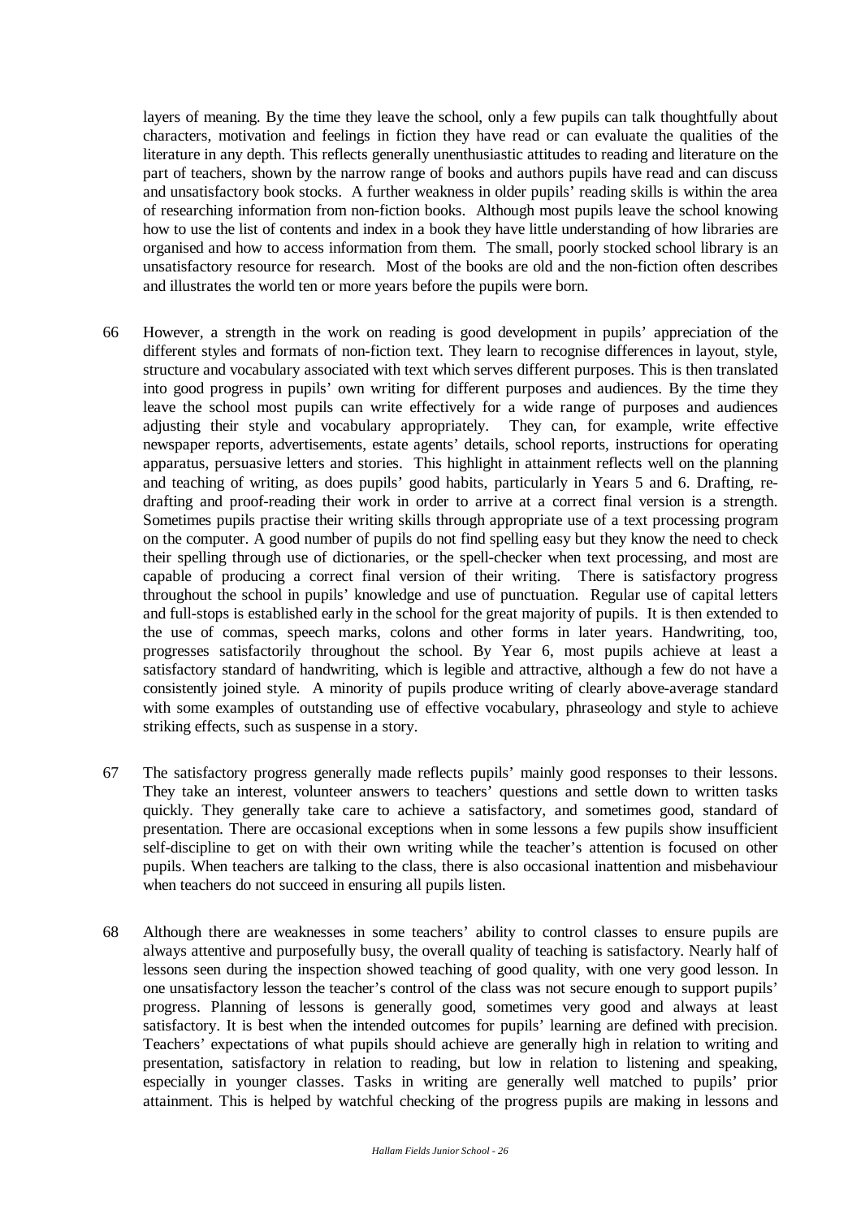layers of meaning. By the time they leave the school, only a few pupils can talk thoughtfully about characters, motivation and feelings in fiction they have read or can evaluate the qualities of the literature in any depth. This reflects generally unenthusiastic attitudes to reading and literature on the part of teachers, shown by the narrow range of books and authors pupils have read and can discuss and unsatisfactory book stocks. A further weakness in older pupils' reading skills is within the area of researching information from non-fiction books. Although most pupils leave the school knowing how to use the list of contents and index in a book they have little understanding of how libraries are organised and how to access information from them. The small, poorly stocked school library is an unsatisfactory resource for research. Most of the books are old and the non-fiction often describes and illustrates the world ten or more years before the pupils were born.

66 However, a strength in the work on reading is good development in pupils' appreciation of the different styles and formats of non-fiction text. They learn to recognise differences in layout, style, structure and vocabulary associated with text which serves different purposes. This is then translated into good progress in pupils' own writing for different purposes and audiences. By the time they leave the school most pupils can write effectively for a wide range of purposes and audiences adjusting their style and vocabulary appropriately. They can, for example, write effective newspaper reports, advertisements, estate agents' details, school reports, instructions for operating apparatus, persuasive letters and stories. This highlight in attainment reflects well on the planning and teaching of writing, as does pupils' good habits, particularly in Years 5 and 6. Drafting, re-drafting and proof-reading their work in order to arrive at a correct final version is a strength. Sometimes pupils practise their writing skills through appropriate use of a text processing program on the computer. A good number of pupils do not find spelling easy but they know the need to check their spelling through use of dictionaries, or the spell-checker when text processing, and most are capable of producing a correct final version of their writing. There is satisfactory progress throughout the school in pupils' knowledge and use of punctuation. Regular use of capital letters and full-stops is established early in the school for the great majority of pupils. It is then extended to the use of commas, speech marks, colons and other forms in later years. Handwriting, too, progresses satisfactorily throughout the school. By Year 6, most pupils achieve at least a satisfactory standard of handwriting, which is legible and attractive, although a few do not have a consistently joined style. A minority of pupils produce writing of clearly above-average standard with some examples of outstanding use of effective vocabulary, phraseology and style to achieve striking effects, such as suspense in a story.

67 The satisfactory progress generally made reflects pupils' mainly good responses to their lessons. They take an interest, volunteer answers to teachers' questions and settle down to written tasks quickly. They generally take care to achieve a satisfactory, and sometimes good, standard of presentation. There are occasional exceptions when in some lessons a few pupils show insufficient self-discipline to get on with their own writing while the teacher's attention is focused on other pupils. When teachers are talking to the class, there is also occasional inattention and misbehaviour when teachers do not succeed in ensuring all pupils listen.

68 Although there are weaknesses in some teachers' ability to control classes to ensure pupils are always attentive and purposefully busy, the overall quality of teaching is satisfactory. Nearly half of lessons seen during the inspection showed teaching of good quality, with one very good lesson. In one unsatisfactory lesson the teacher's control of the class was not secure enough to support pupils' progress. Planning of lessons is generally good, sometimes very good and always at least satisfactory. It is best when the intended outcomes for pupils' learning are defined with precision. Teachers' expectations of what pupils should achieve are generally high in relation to writing and presentation, satisfactory in relation to reading, but low in relation to listening and speaking, especially in younger classes. Tasks in writing are generally well matched to pupils' prior attainment. This is helped by watchful checking of the progress pupils are making in lessons and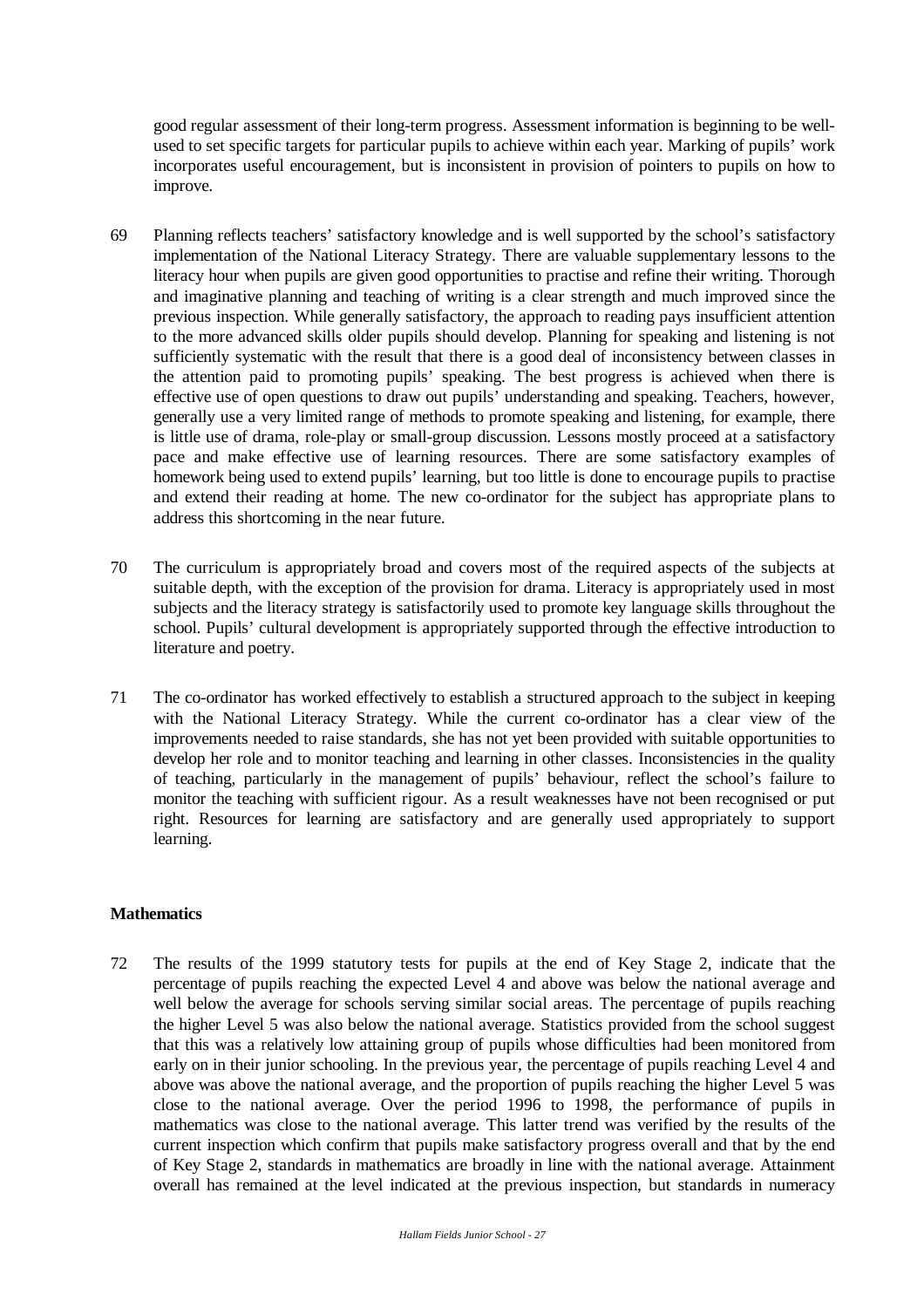good regular assessment of their long-term progress. Assessment information is beginning to be well-used to set specific targets for particular pupils to achieve within each year. Marking of pupils' work incorporates useful encouragement, but is inconsistent in provision of pointers to pupils on how to improve.

69 Planning reflects teachers' satisfactory knowledge and is well supported by the school's satisfactory implementation of the National Literacy Strategy. There are valuable supplementary lessons to the literacy hour when pupils are given good opportunities to practise and refine their writing. Thorough and imaginative planning and teaching of writing is a clear strength and much improved since the previous inspection. While generally satisfactory, the approach to reading pays insufficient attention to the more advanced skills older pupils should develop. Planning for speaking and listening is not sufficiently systematic with the result that there is a good deal of inconsistency between classes in the attention paid to promoting pupils' speaking. The best progress is achieved when there is effective use of open questions to draw out pupils' understanding and speaking. Teachers, however, generally use a very limited range of methods to promote speaking and listening, for example, there is little use of drama, role-play or small-group discussion. Lessons mostly proceed at a satisfactory pace and make effective use of learning resources. There are some satisfactory examples of homework being used to extend pupils' learning, but too little is done to encourage pupils to practise and extend their reading at home. The new co-ordinator for the subject has appropriate plans to address this shortcoming in the near future.

70 The curriculum is appropriately broad and covers most of the required aspects of the subjects at suitable depth, with the exception of the provision for drama. Literacy is appropriately used in most subjects and the literacy strategy is satisfactorily used to promote key language skills throughout the school. Pupils' cultural development is appropriately supported through the effective introduction to literature and poetry.

71 The co-ordinator has worked effectively to establish a structured approach to the subject in keeping with the National Literacy Strategy. While the current co-ordinator has a clear view of the improvements needed to raise standards, she has not yet been provided with suitable opportunities to develop her role and to monitor teaching and learning in other classes. Inconsistencies in the quality of teaching, particularly in the management of pupils' behaviour, reflect the school's failure to monitor the teaching with sufficient rigour. As a result weaknesses have not been recognised or put right. Resources for learning are satisfactory and are generally used appropriately to support learning.

**Mathematics**

72 The results of the 1999 statutory tests for pupils at the end of Key Stage 2, indicate that the percentage of pupils reaching the expected Level 4 and above was below the national average and well below the average for schools serving similar social areas. The percentage of pupils reaching the higher Level 5 was also below the national average. Statistics provided from the school suggest that this was a relatively low attaining group of pupils whose difficulties had been monitored from early on in their junior schooling. In the previous year, the percentage of pupils reaching Level 4 and above was above the national average, and the proportion of pupils reaching the higher Level 5 was close to the national average. Over the period 1996 to 1998, the performance of pupils in mathematics was close to the national average. This latter trend was verified by the results of the current inspection which confirm that pupils make satisfactory progress overall and that by the end of Key Stage 2, standards in mathematics are broadly in line with the national average. Attainment overall has remained at the level indicated at the previous inspection, but standards in numeracy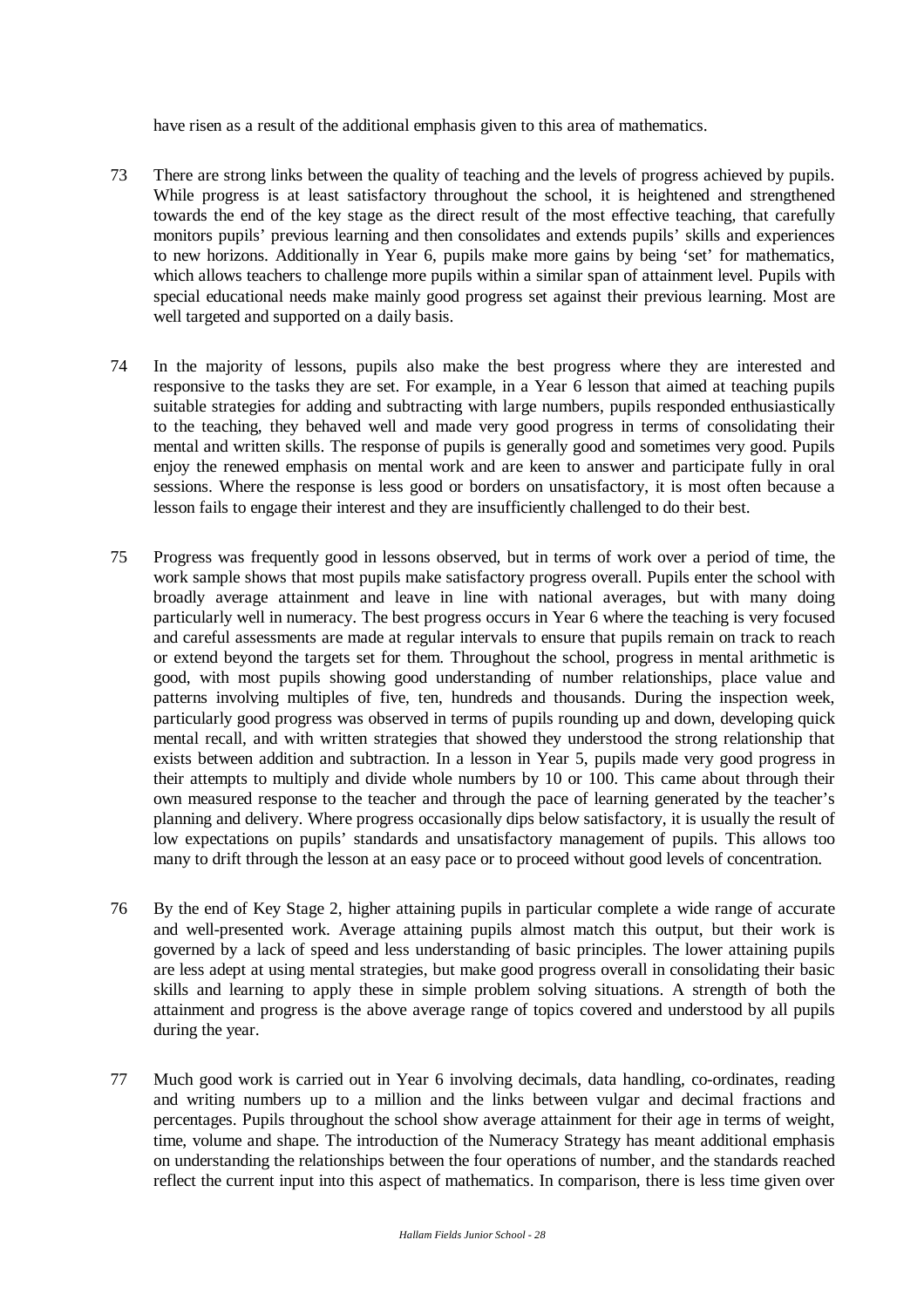have risen as a result of the additional emphasis given to this area of mathematics.

73 There are strong links between the quality of teaching and the levels of progress achieved by pupils. While progress is at least satisfactory throughout the school, it is heightened and strengthened towards the end of the key stage as the direct result of the most effective teaching, that carefully monitors pupils' previous learning and then consolidates and extends pupils' skills and experiences to new horizons. Additionally in Year 6, pupils make more gains by being 'set' for mathematics, which allows teachers to challenge more pupils within a similar span of attainment level. Pupils with special educational needs make mainly good progress set against their previous learning. Most are well targeted and supported on a daily basis.

74 In the majority of lessons, pupils also make the best progress where they are interested and responsive to the tasks they are set. For example, in a Year 6 lesson that aimed at teaching pupils suitable strategies for adding and subtracting with large numbers, pupils responded enthusiastically to the teaching, they behaved well and made very good progress in terms of consolidating their mental and written skills. The response of pupils is generally good and sometimes very good. Pupils enjoy the renewed emphasis on mental work and are keen to answer and participate fully in oral sessions. Where the response is less good or borders on unsatisfactory, it is most often because a lesson fails to engage their interest and they are insufficiently challenged to do their best.

75 Progress was frequently good in lessons observed, but in terms of work over a period of time, the work sample shows that most pupils make satisfactory progress overall. Pupils enter the school with broadly average attainment and leave in line with national averages, but with many doing particularly well in numeracy. The best progress occurs in Year 6 where the teaching is very focused and careful assessments are made at regular intervals to ensure that pupils remain on track to reach or extend beyond the targets set for them. Throughout the school, progress in mental arithmetic is good, with most pupils showing good understanding of number relationships, place value and patterns involving multiples of five, ten, hundreds and thousands. During the inspection week, particularly good progress was observed in terms of pupils rounding up and down, developing quick mental recall, and with written strategies that showed they understood the strong relationship that exists between addition and subtraction. In a lesson in Year 5, pupils made very good progress in their attempts to multiply and divide whole numbers by 10 or 100. This came about through their own measured response to the teacher and through the pace of learning generated by the teacher's planning and delivery. Where progress occasionally dips below satisfactory, it is usually the result of low expectations on pupils' standards and unsatisfactory management of pupils. This allows too many to drift through the lesson at an easy pace or to proceed without good levels of concentration.

76 By the end of Key Stage 2, higher attaining pupils in particular complete a wide range of accurate and well-presented work. Average attaining pupils almost match this output, but their work is governed by a lack of speed and less understanding of basic principles. The lower attaining pupils are less adept at using mental strategies, but make good progress overall in consolidating their basic skills and learning to apply these in simple problem solving situations. A strength of both the attainment and progress is the above average range of topics covered and understood by all pupils during the year.

77 Much good work is carried out in Year 6 involving decimals, data handling, co-ordinates, reading and writing numbers up to a million and the links between vulgar and decimal fractions and percentages. Pupils throughout the school show average attainment for their age in terms of weight, time, volume and shape. The introduction of the Numeracy Strategy has meant additional emphasis on understanding the relationships between the four operations of number, and the standards reached reflect the current input into this aspect of mathematics. In comparison, there is less time given over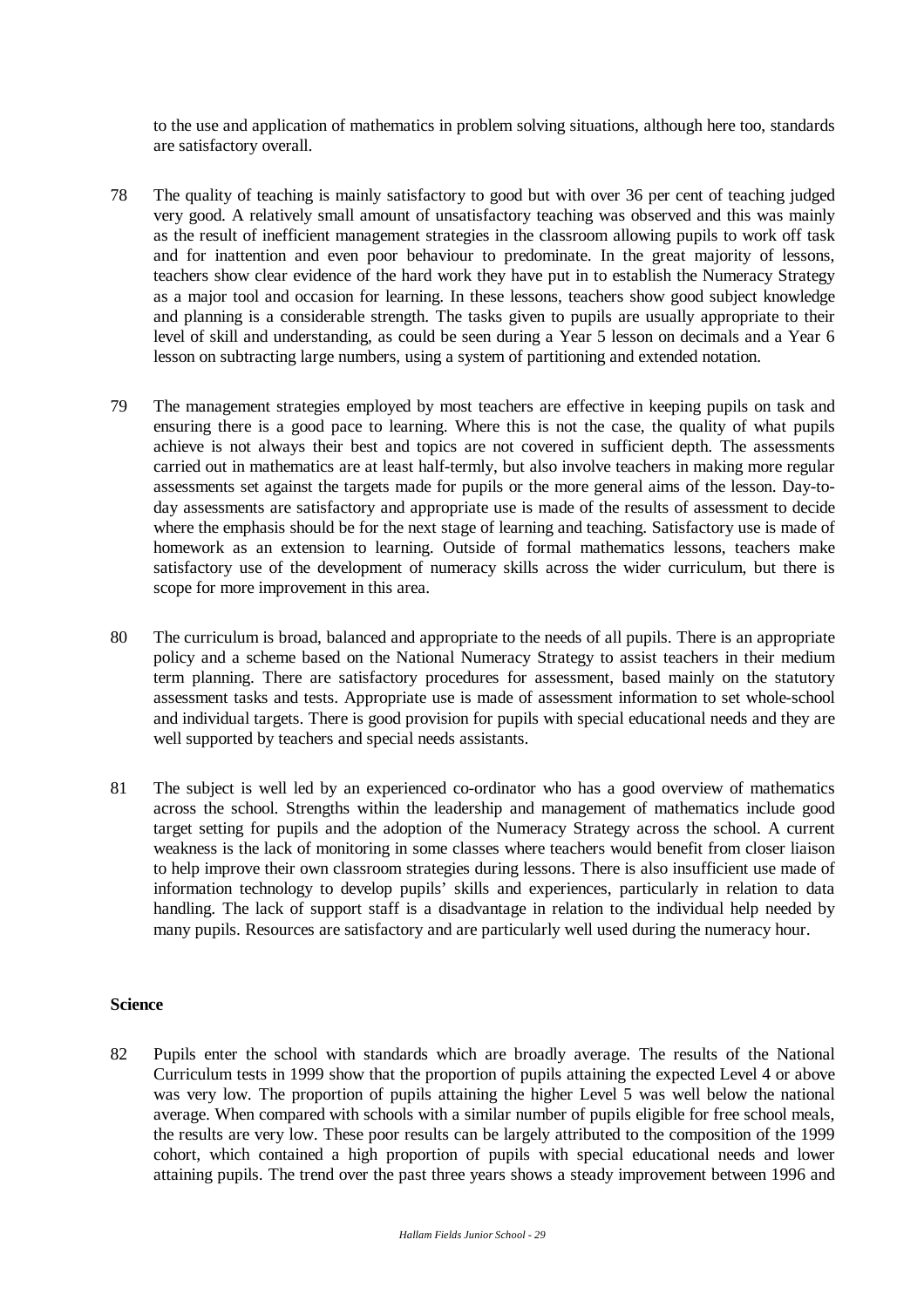to the use and application of mathematics in problem solving situations, although here too, standards are satisfactory overall.

78 The quality of teaching is mainly satisfactory to good but with over 36 per cent of teaching judged very good. A relatively small amount of unsatisfactory teaching was observed and this was mainly as the result of inefficient management strategies in the classroom allowing pupils to work off task and for inattention and even poor behaviour to predominate. In the great majority of lessons, teachers show clear evidence of the hard work they have put in to establish the Numeracy Strategy as a major tool and occasion for learning. In these lessons, teachers show good subject knowledge and planning is a considerable strength. The tasks given to pupils are usually appropriate to their level of skill and understanding, as could be seen during a Year 5 lesson on decimals and a Year 6 lesson on subtracting large numbers, using a system of partitioning and extended notation.

79 The management strategies employed by most teachers are effective in keeping pupils on task and ensuring there is a good pace to learning. Where this is not the case, the quality of what pupils achieve is not always their best and topics are not covered in sufficient depth. The assessments carried out in mathematics are at least half-termly, but also involve teachers in making more regular assessments set against the targets made for pupils or the more general aims of the lesson. Day-to-day assessments are satisfactory and appropriate use is made of the results of assessment to decide where the emphasis should be for the next stage of learning and teaching. Satisfactory use is made of homework as an extension to learning. Outside of formal mathematics lessons, teachers make satisfactory use of the development of numeracy skills across the wider curriculum, but there is scope for more improvement in this area.

80 The curriculum is broad, balanced and appropriate to the needs of all pupils. There is an appropriate policy and a scheme based on the National Numeracy Strategy to assist teachers in their medium term planning. There are satisfactory procedures for assessment, based mainly on the statutory assessment tasks and tests. Appropriate use is made of assessment information to set whole-school and individual targets. There is good provision for pupils with special educational needs and they are well supported by teachers and special needs assistants.

81 The subject is well led by an experienced co-ordinator who has a good overview of mathematics across the school. Strengths within the leadership and management of mathematics include good target setting for pupils and the adoption of the Numeracy Strategy across the school. A current weakness is the lack of monitoring in some classes where teachers would benefit from closer liaison to help improve their own classroom strategies during lessons. There is also insufficient use made of information technology to develop pupils' skills and experiences, particularly in relation to data handling. The lack of support staff is a disadvantage in relation to the individual help needed by many pupils. Resources are satisfactory and are particularly well used during the numeracy hour.

**Science**

82 Pupils enter the school with standards which are broadly average. The results of the National Curriculum tests in 1999 show that the proportion of pupils attaining the expected Level 4 or above was very low. The proportion of pupils attaining the higher Level 5 was well below the national average. When compared with schools with a similar number of pupils eligible for free school meals, the results are very low. These poor results can be largely attributed to the composition of the 1999 cohort, which contained a high proportion of pupils with special educational needs and lower attaining pupils. The trend over the past three years shows a steady improvement between 1996 and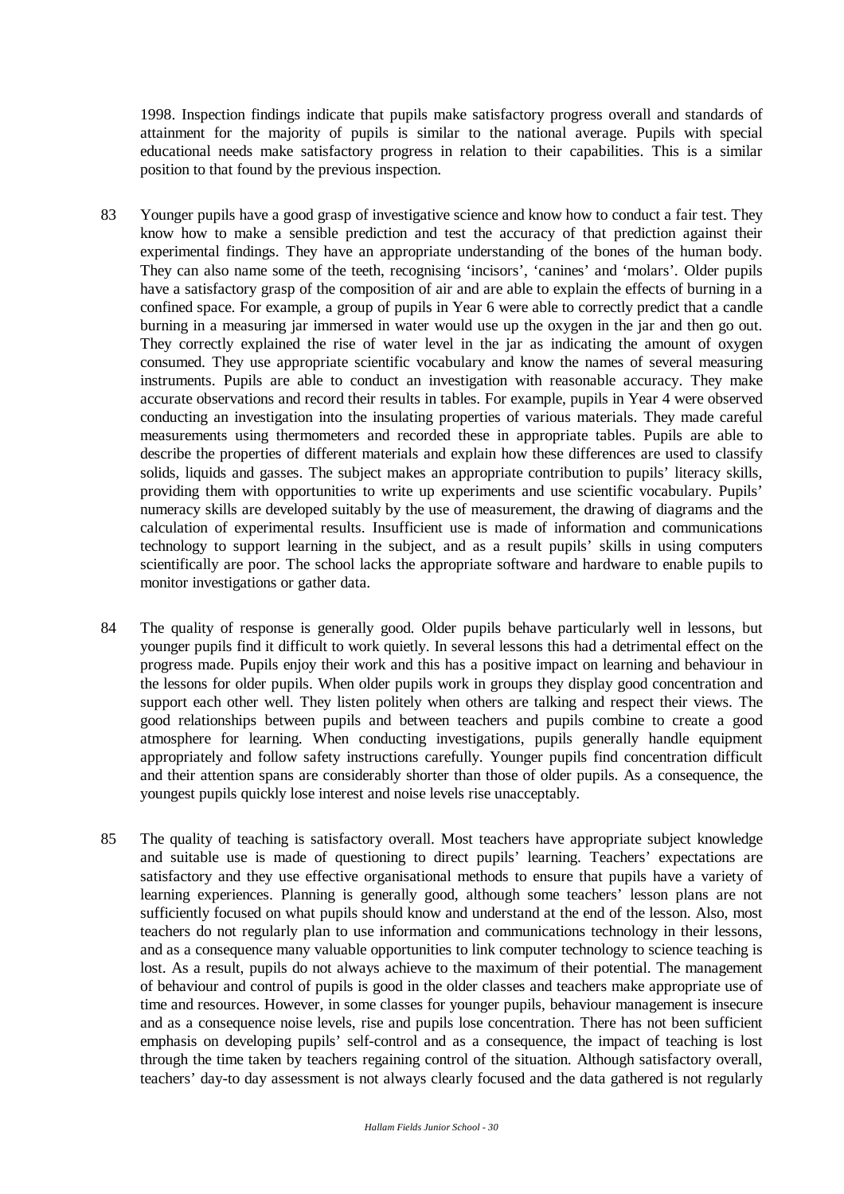1998. Inspection findings indicate that pupils make satisfactory progress overall and standards of attainment for the majority of pupils is similar to the national average. Pupils with special educational needs make satisfactory progress in relation to their capabilities. This is a similar position to that found by the previous inspection.

83 Younger pupils have a good grasp of investigative science and know how to conduct a fair test. They know how to make a sensible prediction and test the accuracy of that prediction against their experimental findings. They have an appropriate understanding of the bones of the human body. They can also name some of the teeth, recognising 'incisors', 'canines' and 'molars'. Older pupils have a satisfactory grasp of the composition of air and are able to explain the effects of burning in a confined space. For example, a group of pupils in Year 6 were able to correctly predict that a candle burning in a measuring jar immersed in water would use up the oxygen in the jar and then go out. They correctly explained the rise of water level in the jar as indicating the amount of oxygen consumed. They use appropriate scientific vocabulary and know the names of several measuring instruments. Pupils are able to conduct an investigation with reasonable accuracy. They make accurate observations and record their results in tables. For example, pupils in Year 4 were observed conducting an investigation into the insulating properties of various materials. They made careful measurements using thermometers and recorded these in appropriate tables. Pupils are able to describe the properties of different materials and explain how these differences are used to classify solids, liquids and gasses. The subject makes an appropriate contribution to pupils' literacy skills, providing them with opportunities to write up experiments and use scientific vocabulary. Pupils' numeracy skills are developed suitably by the use of measurement, the drawing of diagrams and the calculation of experimental results. Insufficient use is made of information and communications technology to support learning in the subject, and as a result pupils' skills in using computers scientifically are poor. The school lacks the appropriate software and hardware to enable pupils to monitor investigations or gather data.

84 The quality of response is generally good. Older pupils behave particularly well in lessons, but younger pupils find it difficult to work quietly. In several lessons this had a detrimental effect on the progress made. Pupils enjoy their work and this has a positive impact on learning and behaviour in the lessons for older pupils. When older pupils work in groups they display good concentration and support each other well. They listen politely when others are talking and respect their views. The good relationships between pupils and between teachers and pupils combine to create a good atmosphere for learning. When conducting investigations, pupils generally handle equipment appropriately and follow safety instructions carefully. Younger pupils find concentration difficult and their attention spans are considerably shorter than those of older pupils. As a consequence, the youngest pupils quickly lose interest and noise levels rise unacceptably.

85 The quality of teaching is satisfactory overall. Most teachers have appropriate subject knowledge and suitable use is made of questioning to direct pupils' learning. Teachers' expectations are satisfactory and they use effective organisational methods to ensure that pupils have a variety of learning experiences. Planning is generally good, although some teachers' lesson plans are not sufficiently focused on what pupils should know and understand at the end of the lesson. Also, most teachers do not regularly plan to use information and communications technology in their lessons, and as a consequence many valuable opportunities to link computer technology to science teaching is lost. As a result, pupils do not always achieve to the maximum of their potential. The management of behaviour and control of pupils is good in the older classes and teachers make appropriate use of time and resources. However, in some classes for younger pupils, behaviour management is insecure and as a consequence noise levels, rise and pupils lose concentration. There has not been sufficient emphasis on developing pupils' self-control and as a consequence, the impact of teaching is lost through the time taken by teachers regaining control of the situation. Although satisfactory overall, teachers' day-to day assessment is not always clearly focused and the data gathered is not regularly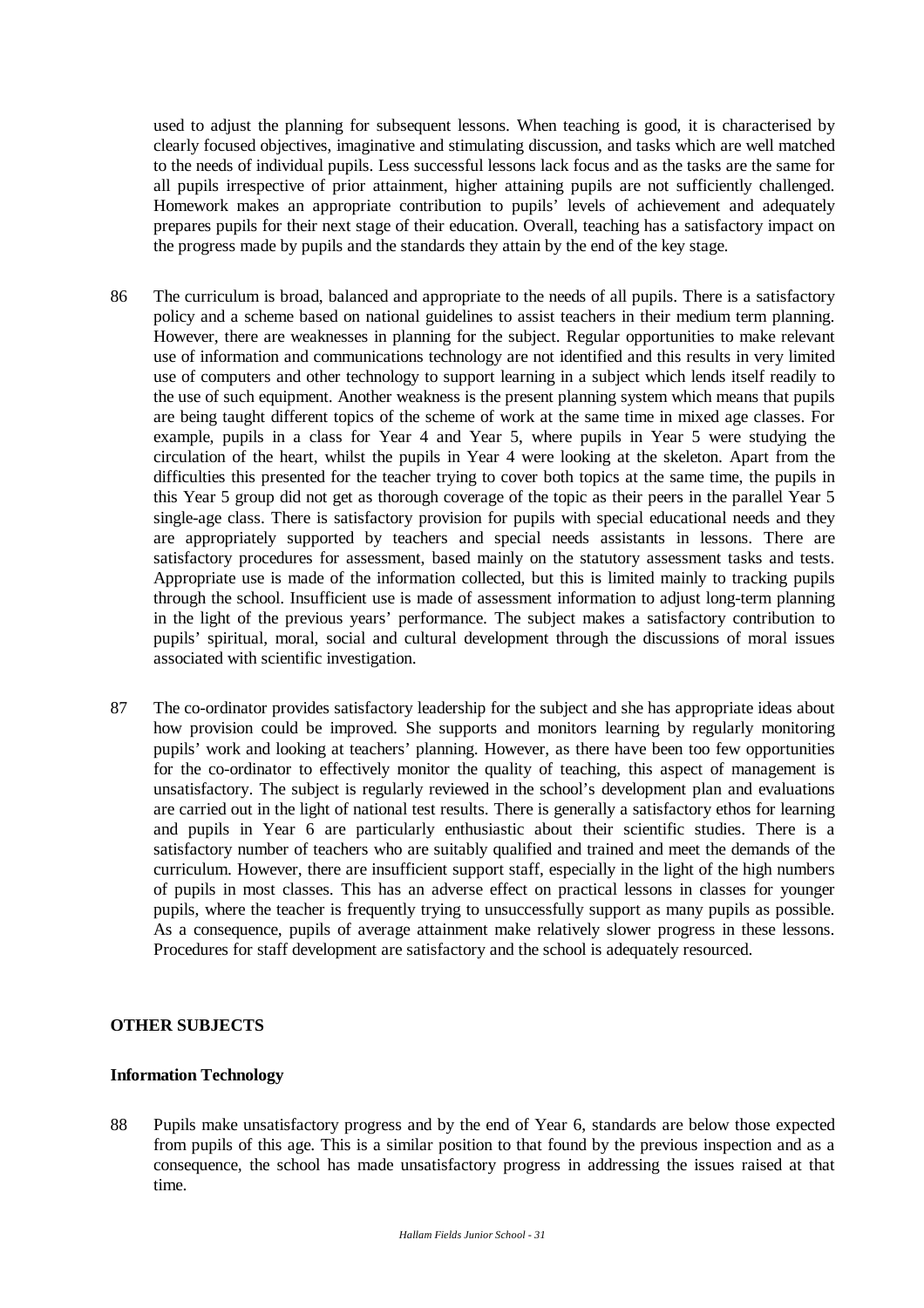used to adjust the planning for subsequent lessons. When teaching is good, it is characterised by clearly focused objectives, imaginative and stimulating discussion, and tasks which are well matched to the needs of individual pupils. Less successful lessons lack focus and as the tasks are the same for all pupils irrespective of prior attainment, higher attaining pupils are not sufficiently challenged. Homework makes an appropriate contribution to pupils' levels of achievement and adequately prepares pupils for their next stage of their education. Overall, teaching has a satisfactory impact on the progress made by pupils and the standards they attain by the end of the key stage.

86 The curriculum is broad, balanced and appropriate to the needs of all pupils. There is a satisfactory policy and a scheme based on national guidelines to assist teachers in their medium term planning. However, there are weaknesses in planning for the subject. Regular opportunities to make relevant use of information and communications technology are not identified and this results in very limited use of computers and other technology to support learning in a subject which lends itself readily to the use of such equipment. Another weakness is the present planning system which means that pupils are being taught different topics of the scheme of work at the same time in mixed age classes. For example, pupils in a class for Year 4 and Year 5, where pupils in Year 5 were studying the circulation of the heart, whilst the pupils in Year 4 were looking at the skeleton. Apart from the difficulties this presented for the teacher trying to cover both topics at the same time, the pupils in this Year 5 group did not get as thorough coverage of the topic as their peers in the parallel Year 5 single-age class. There is satisfactory provision for pupils with special educational needs and they are appropriately supported by teachers and special needs assistants in lessons. There are satisfactory procedures for assessment, based mainly on the statutory assessment tasks and tests. Appropriate use is made of the information collected, but this is limited mainly to tracking pupils through the school. Insufficient use is made of assessment information to adjust long-term planning in the light of the previous years' performance. The subject makes a satisfactory contribution to pupils' spiritual, moral, social and cultural development through the discussions of moral issues associated with scientific investigation.

87 The co-ordinator provides satisfactory leadership for the subject and she has appropriate ideas about how provision could be improved. She supports and monitors learning by regularly monitoring pupils' work and looking at teachers' planning. However, as there have been too few opportunities for the co-ordinator to effectively monitor the quality of teaching, this aspect of management is unsatisfactory. The subject is regularly reviewed in the school's development plan and evaluations are carried out in the light of national test results. There is generally a satisfactory ethos for learning and pupils in Year 6 are particularly enthusiastic about their scientific studies. There is a satisfactory number of teachers who are suitably qualified and trained and meet the demands of the curriculum. However, there are insufficient support staff, especially in the light of the high numbers of pupils in most classes. This has an adverse effect on practical lessons in classes for younger pupils, where the teacher is frequently trying to unsuccessfully support as many pupils as possible. As a consequence, pupils of average attainment make relatively slower progress in these lessons. Procedures for staff development are satisfactory and the school is adequately resourced.

## OTHER SUBJECTS

### Information Technology

88 Pupils make unsatisfactory progress and by the end of Year 6, standards are below those expected from pupils of this age. This is a similar position to that found by the previous inspection and as a consequence, the school has made unsatisfactory progress in addressing the issues raised at that time.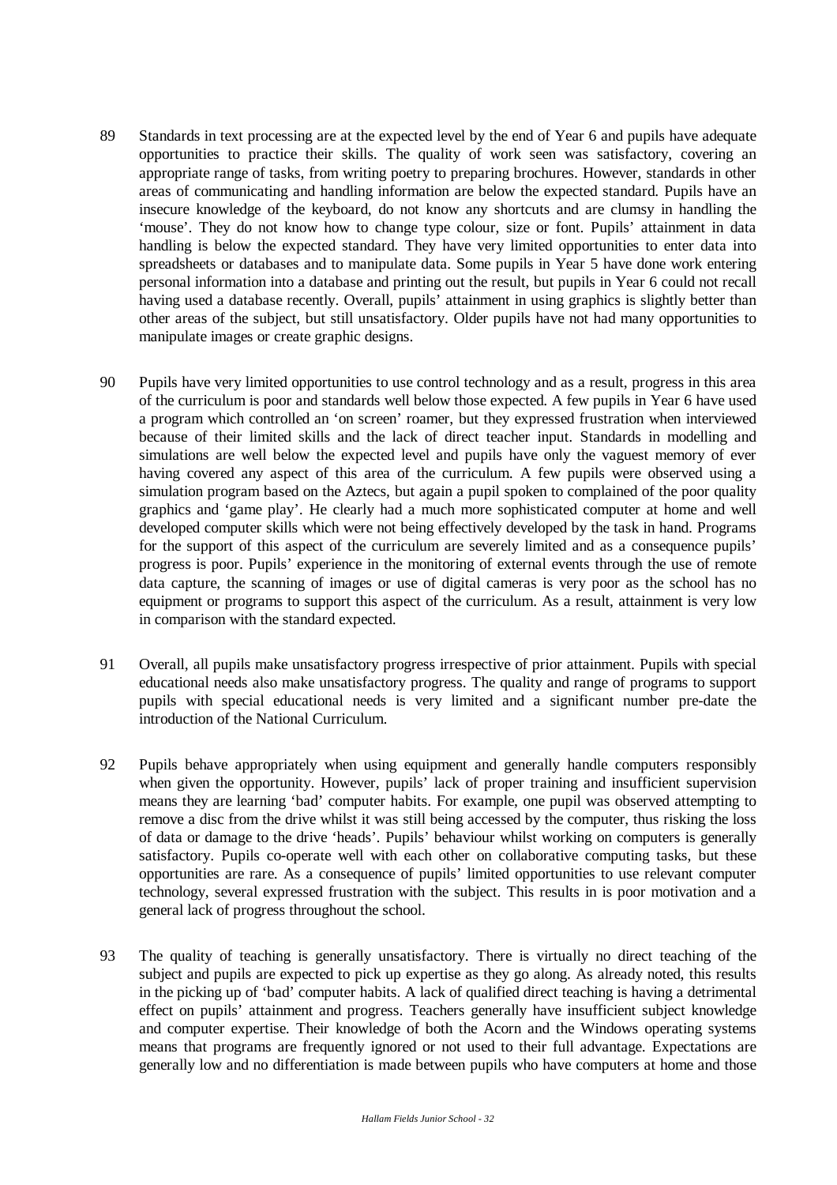89 Standards in text processing are at the expected level by the end of Year 6 and pupils have adequate opportunities to practice their skills. The quality of work seen was satisfactory, covering an appropriate range of tasks, from writing poetry to preparing brochures. However, standards in other areas of communicating and handling information are below the expected standard. Pupils have an insecure knowledge of the keyboard, do not know any shortcuts and are clumsy in handling the 'mouse'. They do not know how to change type colour, size or font. Pupils' attainment in data handling is below the expected standard. They have very limited opportunities to enter data into spreadsheets or databases and to manipulate data. Some pupils in Year 5 have done work entering personal information into a database and printing out the result, but pupils in Year 6 could not recall having used a database recently. Overall, pupils' attainment in using graphics is slightly better than other areas of the subject, but still unsatisfactory. Older pupils have not had many opportunities to manipulate images or create graphic designs.

90 Pupils have very limited opportunities to use control technology and as a result, progress in this area of the curriculum is poor and standards well below those expected. A few pupils in Year 6 have used a program which controlled an 'on screen' roamer, but they expressed frustration when interviewed because of their limited skills and the lack of direct teacher input. Standards in modelling and simulations are well below the expected level and pupils have only the vaguest memory of ever having covered any aspect of this area of the curriculum. A few pupils were observed using a simulation program based on the Aztecs, but again a pupil spoken to complained of the poor quality graphics and 'game play'. He clearly had a much more sophisticated computer at home and well developed computer skills which were not being effectively developed by the task in hand. Programs for the support of this aspect of the curriculum are severely limited and as a consequence pupils' progress is poor. Pupils' experience in the monitoring of external events through the use of remote data capture, the scanning of images or use of digital cameras is very poor as the school has no equipment or programs to support this aspect of the curriculum. As a result, attainment is very low in comparison with the standard expected.

91 Overall, all pupils make unsatisfactory progress irrespective of prior attainment. Pupils with special educational needs also make unsatisfactory progress. The quality and range of programs to support pupils with special educational needs is very limited and a significant number pre-date the introduction of the National Curriculum.

92 Pupils behave appropriately when using equipment and generally handle computers responsibly when given the opportunity. However, pupils' lack of proper training and insufficient supervision means they are learning 'bad' computer habits. For example, one pupil was observed attempting to remove a disc from the drive whilst it was still being accessed by the computer, thus risking the loss of data or damage to the drive 'heads'. Pupils' behaviour whilst working on computers is generally satisfactory. Pupils co-operate well with each other on collaborative computing tasks, but these opportunities are rare. As a consequence of pupils' limited opportunities to use relevant computer technology, several expressed frustration with the subject. This results in is poor motivation and a general lack of progress throughout the school.

93 The quality of teaching is generally unsatisfactory. There is virtually no direct teaching of the subject and pupils are expected to pick up expertise as they go along. As already noted, this results in the picking up of 'bad' computer habits. A lack of qualified direct teaching is having a detrimental effect on pupils' attainment and progress. Teachers generally have insufficient subject knowledge and computer expertise. Their knowledge of both the Acorn and the Windows operating systems means that programs are frequently ignored or not used to their full advantage. Expectations are generally low and no differentiation is made between pupils who have computers at home and those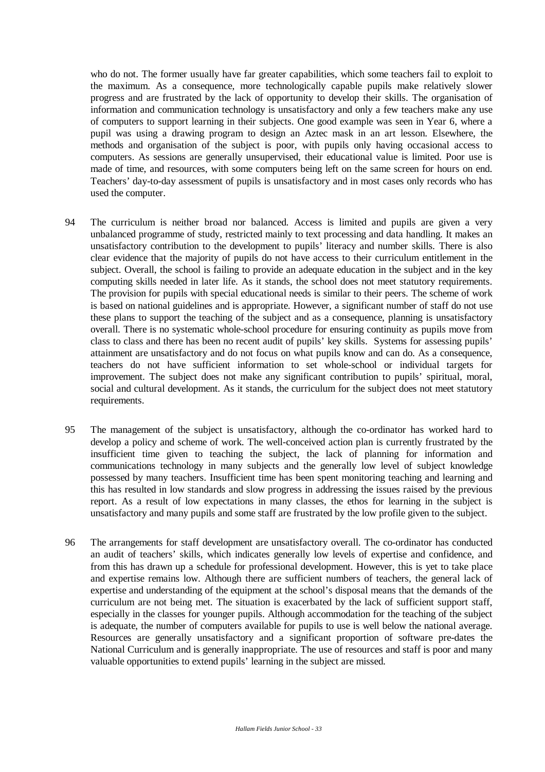who do not. The former usually have far greater capabilities, which some teachers fail to exploit to the maximum. As a consequence, more technologically capable pupils make relatively slower progress and are frustrated by the lack of opportunity to develop their skills. The organisation of information and communication technology is unsatisfactory and only a few teachers make any use of computers to support learning in their subjects. One good example was seen in Year 6, where a pupil was using a drawing program to design an Aztec mask in an art lesson. Elsewhere, the methods and organisation of the subject is poor, with pupils only having occasional access to computers. As sessions are generally unsupervised, their educational value is limited. Poor use is made of time, and resources, with some computers being left on the same screen for hours on end. Teachers' day-to-day assessment of pupils is unsatisfactory and in most cases only records who has used the computer.

94 The curriculum is neither broad nor balanced. Access is limited and pupils are given a very unbalanced programme of study, restricted mainly to text processing and data handling. It makes an unsatisfactory contribution to the development to pupils' literacy and number skills. There is also clear evidence that the majority of pupils do not have access to their curriculum entitlement in the subject. Overall, the school is failing to provide an adequate education in the subject and in the key computing skills needed in later life. As it stands, the school does not meet statutory requirements. The provision for pupils with special educational needs is similar to their peers. The scheme of work is based on national guidelines and is appropriate. However, a significant number of staff do not use these plans to support the teaching of the subject and as a consequence, planning is unsatisfactory overall. There is no systematic whole-school procedure for ensuring continuity as pupils move from class to class and there has been no recent audit of pupils' key skills. Systems for assessing pupils' attainment are unsatisfactory and do not focus on what pupils know and can do. As a consequence, teachers do not have sufficient information to set whole-school or individual targets for improvement. The subject does not make any significant contribution to pupils' spiritual, moral, social and cultural development. As it stands, the curriculum for the subject does not meet statutory requirements.

95 The management of the subject is unsatisfactory, although the co-ordinator has worked hard to develop a policy and scheme of work. The well-conceived action plan is currently frustrated by the insufficient time given to teaching the subject, the lack of planning for information and communications technology in many subjects and the generally low level of subject knowledge possessed by many teachers. Insufficient time has been spent monitoring teaching and learning and this has resulted in low standards and slow progress in addressing the issues raised by the previous report. As a result of low expectations in many classes, the ethos for learning in the subject is unsatisfactory and many pupils and some staff are frustrated by the low profile given to the subject.

96 The arrangements for staff development are unsatisfactory overall. The co-ordinator has conducted an audit of teachers' skills, which indicates generally low levels of expertise and confidence, and from this has drawn up a schedule for professional development. However, this is yet to take place and expertise remains low. Although there are sufficient numbers of teachers, the general lack of expertise and understanding of the equipment at the school's disposal means that the demands of the curriculum are not being met. The situation is exacerbated by the lack of sufficient support staff, especially in the classes for younger pupils. Although accommodation for the teaching of the subject is adequate, the number of computers available for pupils to use is well below the national average. Resources are generally unsatisfactory and a significant proportion of software pre-dates the National Curriculum and is generally inappropriate. The use of resources and staff is poor and many valuable opportunities to extend pupils' learning in the subject are missed.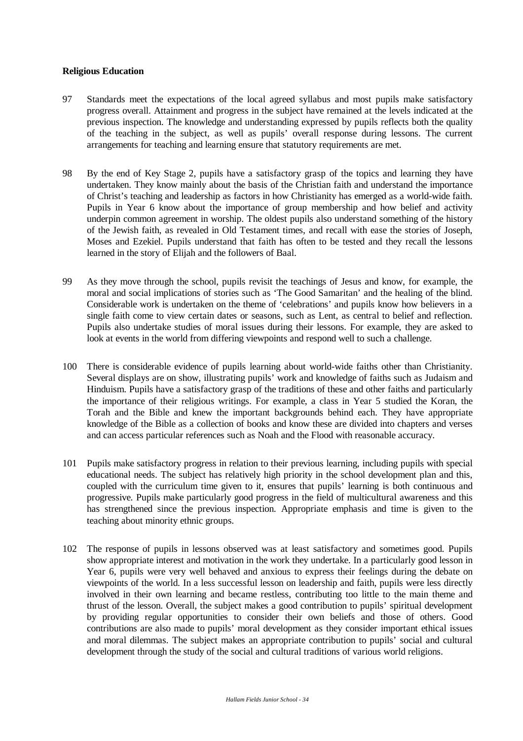**Religious Education**

97 Standards meet the expectations of the local agreed syllabus and most pupils make satisfactory progress overall. Attainment and progress in the subject have remained at the levels indicated at the previous inspection. The knowledge and understanding expressed by pupils reflects both the quality of the teaching in the subject, as well as pupils' overall response during lessons. The current arrangements for teaching and learning ensure that statutory requirements are met.

98 By the end of Key Stage 2, pupils have a satisfactory grasp of the topics and learning they have undertaken. They know mainly about the basis of the Christian faith and understand the importance of Christ's teaching and leadership as factors in how Christianity has emerged as a world-wide faith. Pupils in Year 6 know about the importance of group membership and how belief and activity underpin common agreement in worship. The oldest pupils also understand something of the history of the Jewish faith, as revealed in Old Testament times, and recall with ease the stories of Joseph, Moses and Ezekiel. Pupils understand that faith has often to be tested and they recall the lessons learned in the story of Elijah and the followers of Baal.

99 As they move through the school, pupils revisit the teachings of Jesus and know, for example, the moral and social implications of stories such as 'The Good Samaritan' and the healing of the blind. Considerable work is undertaken on the theme of 'celebrations' and pupils know how believers in a single faith come to view certain dates or seasons, such as Lent, as central to belief and reflection. Pupils also undertake studies of moral issues during their lessons. For example, they are asked to look at events in the world from differing viewpoints and respond well to such a challenge.

100 There is considerable evidence of pupils learning about world-wide faiths other than Christianity. Several displays are on show, illustrating pupils' work and knowledge of faiths such as Judaism and Hinduism. Pupils have a satisfactory grasp of the traditions of these and other faiths and particularly the importance of their religious writings. For example, a class in Year 5 studied the Koran, the Torah and the Bible and knew the important backgrounds behind each. They have appropriate knowledge of the Bible as a collection of books and know these are divided into chapters and verses and can access particular references such as Noah and the Flood with reasonable accuracy.

101 Pupils make satisfactory progress in relation to their previous learning, including pupils with special educational needs. The subject has relatively high priority in the school development plan and this, coupled with the curriculum time given to it, ensures that pupils' learning is both continuous and progressive. Pupils make particularly good progress in the field of multicultural awareness and this has strengthened since the previous inspection. Appropriate emphasis and time is given to the teaching about minority ethnic groups.

102 The response of pupils in lessons observed was at least satisfactory and sometimes good. Pupils show appropriate interest and motivation in the work they undertake. In a particularly good lesson in Year 6, pupils were very well behaved and anxious to express their feelings during the debate on viewpoints of the world. In a less successful lesson on leadership and faith, pupils were less directly involved in their own learning and became restless, contributing too little to the main theme and thrust of the lesson. Overall, the subject makes a good contribution to pupils' spiritual development by providing regular opportunities to consider their own beliefs and those of others. Good contributions are also made to pupils' moral development as they consider important ethical issues and moral dilemmas. The subject makes an appropriate contribution to pupils' social and cultural development through the study of the social and cultural traditions of various world religions.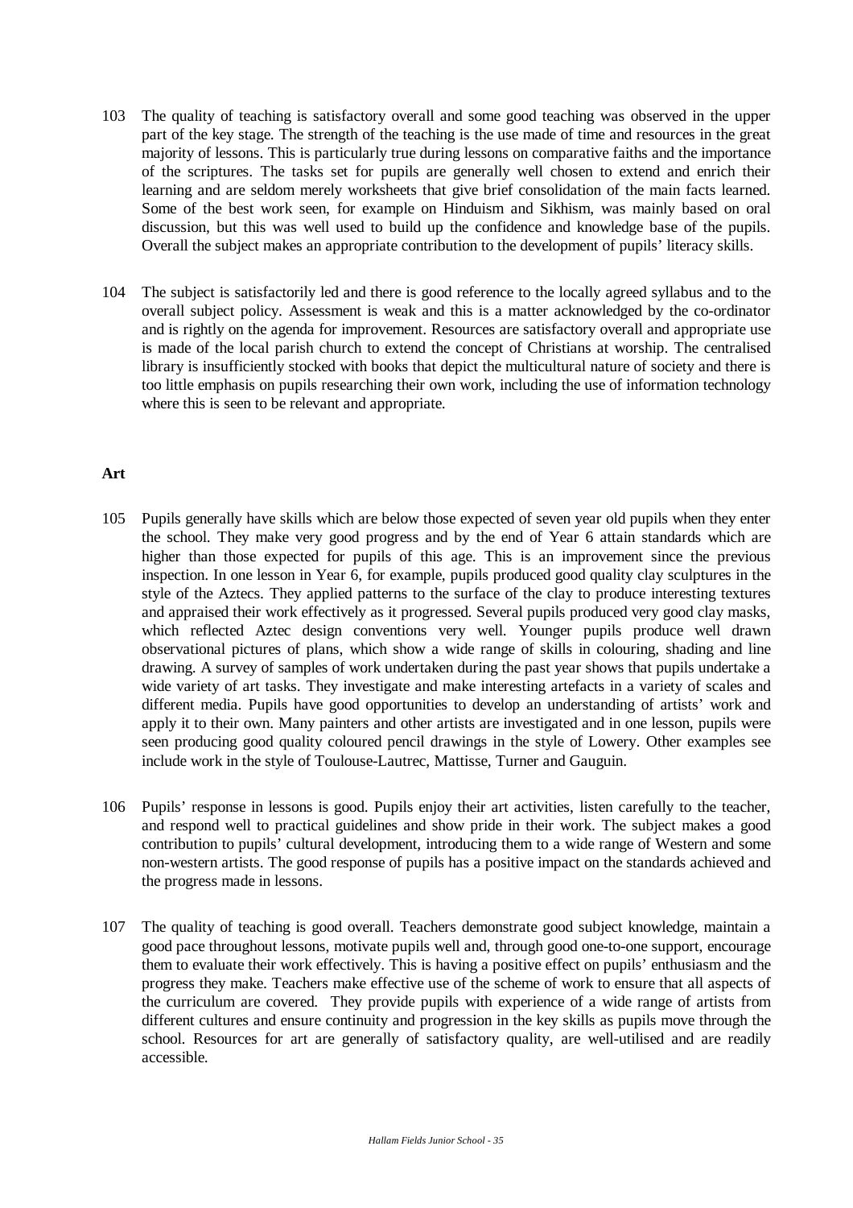103 The quality of teaching is satisfactory overall and some good teaching was observed in the upper part of the key stage. The strength of the teaching is the use made of time and resources in the great majority of lessons. This is particularly true during lessons on comparative faiths and the importance of the scriptures. The tasks set for pupils are generally well chosen to extend and enrich their learning and are seldom merely worksheets that give brief consolidation of the main facts learned. Some of the best work seen, for example on Hinduism and Sikhism, was mainly based on oral discussion, but this was well used to build up the confidence and knowledge base of the pupils. Overall the subject makes an appropriate contribution to the development of pupils' literacy skills.

104 The subject is satisfactorily led and there is good reference to the locally agreed syllabus and to the overall subject policy. Assessment is weak and this is a matter acknowledged by the co-ordinator and is rightly on the agenda for improvement. Resources are satisfactory overall and appropriate use is made of the local parish church to extend the concept of Christians at worship. The centralised library is insufficiently stocked with books that depict the multicultural nature of society and there is too little emphasis on pupils researching their own work, including the use of information technology where this is seen to be relevant and appropriate.

**Art**

105 Pupils generally have skills which are below those expected of seven year old pupils when they enter the school. They make very good progress and by the end of Year 6 attain standards which are higher than those expected for pupils of this age. This is an improvement since the previous inspection. In one lesson in Year 6, for example, pupils produced good quality clay sculptures in the style of the Aztecs. They applied patterns to the surface of the clay to produce interesting textures and appraised their work effectively as it progressed. Several pupils produced very good clay masks, which reflected Aztec design conventions very well. Younger pupils produce well drawn observational pictures of plans, which show a wide range of skills in colouring, shading and line drawing. A survey of samples of work undertaken during the past year shows that pupils undertake a wide variety of art tasks. They investigate and make interesting artefacts in a variety of scales and different media. Pupils have good opportunities to develop an understanding of artists' work and apply it to their own. Many painters and other artists are investigated and in one lesson, pupils were seen producing good quality coloured pencil drawings in the style of Lowery. Other examples see include work in the style of Toulouse-Lautrec, Mattisse, Turner and Gauguin.

106 Pupils' response in lessons is good. Pupils enjoy their art activities, listen carefully to the teacher, and respond well to practical guidelines and show pride in their work. The subject makes a good contribution to pupils' cultural development, introducing them to a wide range of Western and some non-western artists. The good response of pupils has a positive impact on the standards achieved and the progress made in lessons.

107 The quality of teaching is good overall. Teachers demonstrate good subject knowledge, maintain a good pace throughout lessons, motivate pupils well and, through good one-to-one support, encourage them to evaluate their work effectively. This is having a positive effect on pupils' enthusiasm and the progress they make. Teachers make effective use of the scheme of work to ensure that all aspects of the curriculum are covered. They provide pupils with experience of a wide range of artists from different cultures and ensure continuity and progression in the key skills as pupils move through the school. Resources for art are generally of satisfactory quality, are well-utilised and are readily accessible.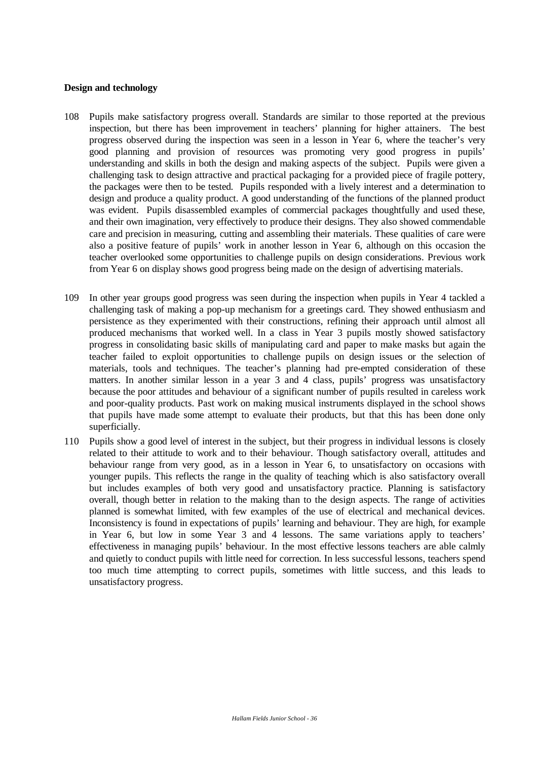**Design and technology**

108 Pupils make satisfactory progress overall. Standards are similar to those reported at the previous inspection, but there has been improvement in teachers' planning for higher attainers. The best progress observed during the inspection was seen in a lesson in Year 6, where the teacher's very good planning and provision of resources was promoting very good progress in pupils' understanding and skills in both the design and making aspects of the subject. Pupils were given a challenging task to design attractive and practical packaging for a provided piece of fragile pottery, the packages were then to be tested. Pupils responded with a lively interest and a determination to design and produce a quality product. A good understanding of the functions of the planned product was evident. Pupils disassembled examples of commercial packages thoughtfully and used these, and their own imagination, very effectively to produce their designs. They also showed commendable care and precision in measuring, cutting and assembling their materials. These qualities of care were also a positive feature of pupils' work in another lesson in Year 6, although on this occasion the teacher overlooked some opportunities to challenge pupils on design considerations. Previous work from Year 6 on display shows good progress being made on the design of advertising materials.

109 In other year groups good progress was seen during the inspection when pupils in Year 4 tackled a challenging task of making a pop-up mechanism for a greetings card. They showed enthusiasm and persistence as they experimented with their constructions, refining their approach until almost all produced mechanisms that worked well. In a class in Year 3 pupils mostly showed satisfactory progress in consolidating basic skills of manipulating card and paper to make masks but again the teacher failed to exploit opportunities to challenge pupils on design issues or the selection of materials, tools and techniques. The teacher's planning had pre-empted consideration of these matters. In another similar lesson in a year 3 and 4 class, pupils' progress was unsatisfactory because the poor attitudes and behaviour of a significant number of pupils resulted in careless work and poor-quality products. Past work on making musical instruments displayed in the school shows that pupils have made some attempt to evaluate their products, but that this has been done only superficially.

110 Pupils show a good level of interest in the subject, but their progress in individual lessons is closely related to their attitude to work and to their behaviour. Though satisfactory overall, attitudes and behaviour range from very good, as in a lesson in Year 6, to unsatisfactory on occasions with younger pupils. This reflects the range in the quality of teaching which is also satisfactory overall but includes examples of both very good and unsatisfactory practice. Planning is satisfactory overall, though better in relation to the making than to the design aspects. The range of activities planned is somewhat limited, with few examples of the use of electrical and mechanical devices. Inconsistency is found in expectations of pupils' learning and behaviour. They are high, for example in Year 6, but low in some Year 3 and 4 lessons. The same variations apply to teachers' effectiveness in managing pupils' behaviour. In the most effective lessons teachers are able calmly and quietly to conduct pupils with little need for correction. In less successful lessons, teachers spend too much time attempting to correct pupils, sometimes with little success, and this leads to unsatisfactory progress.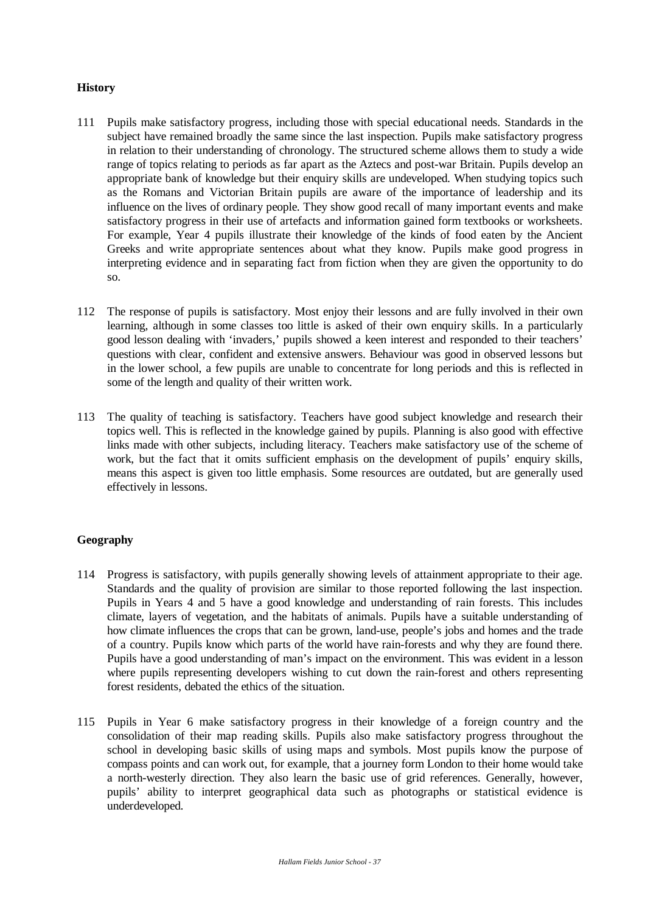**History**

111 Pupils make satisfactory progress, including those with special educational needs. Standards in the subject have remained broadly the same since the last inspection. Pupils make satisfactory progress in relation to their understanding of chronology. The structured scheme allows them to study a wide range of topics relating to periods as far apart as the Aztecs and post-war Britain. Pupils develop an appropriate bank of knowledge but their enquiry skills are undeveloped. When studying topics such as the Romans and Victorian Britain pupils are aware of the importance of leadership and its influence on the lives of ordinary people. They show good recall of many important events and make satisfactory progress in their use of artefacts and information gained form textbooks or worksheets. For example, Year 4 pupils illustrate their knowledge of the kinds of food eaten by the Ancient Greeks and write appropriate sentences about what they know. Pupils make good progress in interpreting evidence and in separating fact from fiction when they are given the opportunity to do so.

112 The response of pupils is satisfactory. Most enjoy their lessons and are fully involved in their own learning, although in some classes too little is asked of their own enquiry skills. In a particularly good lesson dealing with 'invaders,' pupils showed a keen interest and responded to their teachers' questions with clear, confident and extensive answers. Behaviour was good in observed lessons but in the lower school, a few pupils are unable to concentrate for long periods and this is reflected in some of the length and quality of their written work.

113 The quality of teaching is satisfactory. Teachers have good subject knowledge and research their topics well. This is reflected in the knowledge gained by pupils. Planning is also good with effective links made with other subjects, including literacy. Teachers make satisfactory use of the scheme of work, but the fact that it omits sufficient emphasis on the development of pupils' enquiry skills, means this aspect is given too little emphasis. Some resources are outdated, but are generally used effectively in lessons.

**Geography**

114 Progress is satisfactory, with pupils generally showing levels of attainment appropriate to their age. Standards and the quality of provision are similar to those reported following the last inspection. Pupils in Years 4 and 5 have a good knowledge and understanding of rain forests. This includes climate, layers of vegetation, and the habitats of animals. Pupils have a suitable understanding of how climate influences the crops that can be grown, land-use, people's jobs and homes and the trade of a country. Pupils know which parts of the world have rain-forests and why they are found there. Pupils have a good understanding of man's impact on the environment. This was evident in a lesson where pupils representing developers wishing to cut down the rain-forest and others representing forest residents, debated the ethics of the situation.

115 Pupils in Year 6 make satisfactory progress in their knowledge of a foreign country and the consolidation of their map reading skills. Pupils also make satisfactory progress throughout the school in developing basic skills of using maps and symbols. Most pupils know the purpose of compass points and can work out, for example, that a journey form London to their home would take a north-westerly direction. They also learn the basic use of grid references. Generally, however, pupils' ability to interpret geographical data such as photographs or statistical evidence is underdeveloped.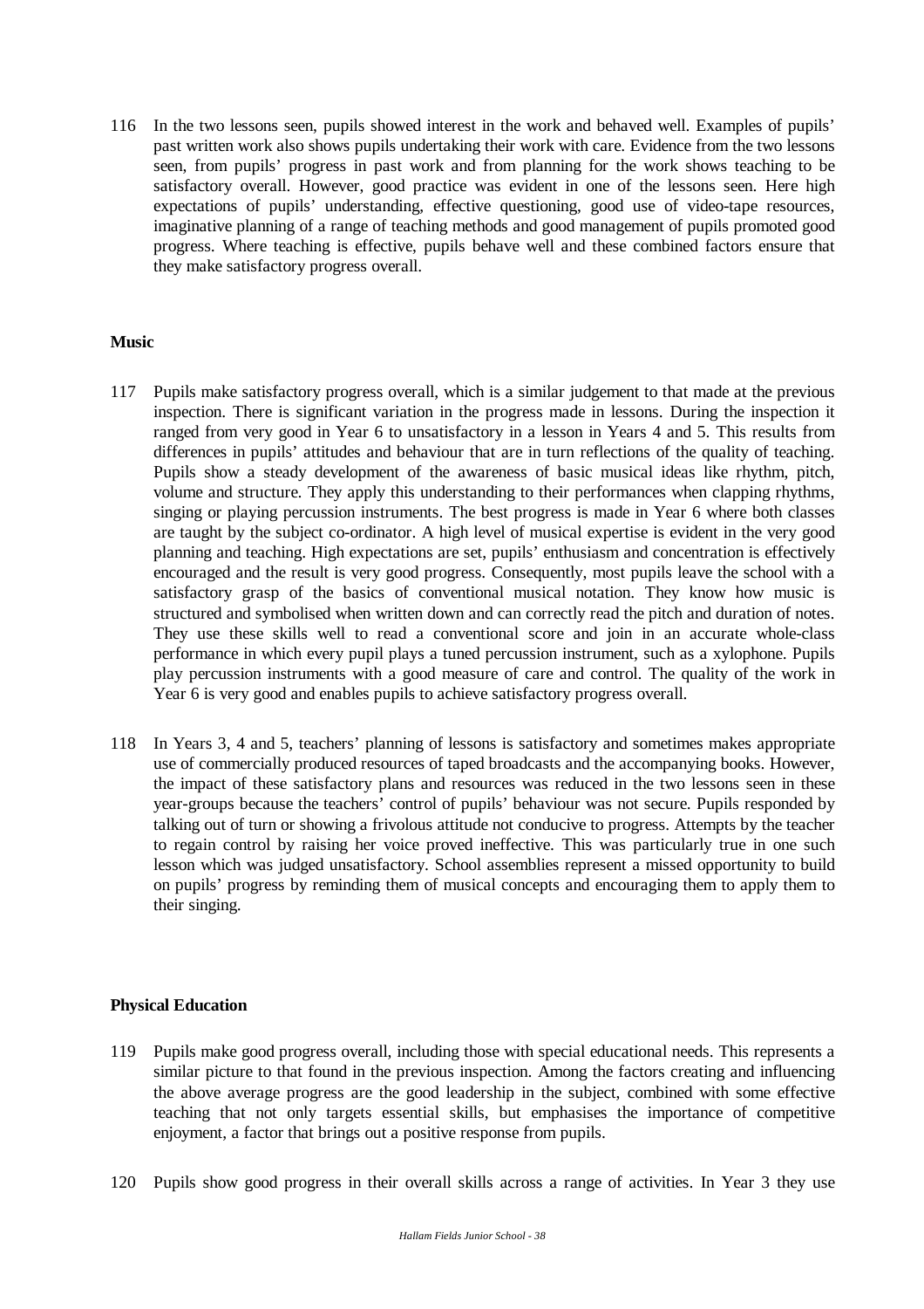116 In the two lessons seen, pupils showed interest in the work and behaved well. Examples of pupils' past written work also shows pupils undertaking their work with care. Evidence from the two lessons seen, from pupils' progress in past work and from planning for the work shows teaching to be satisfactory overall. However, good practice was evident in one of the lessons seen. Here high expectations of pupils' understanding, effective questioning, good use of video-tape resources, imaginative planning of a range of teaching methods and good management of pupils promoted good progress. Where teaching is effective, pupils behave well and these combined factors ensure that they make satisfactory progress overall.

**Music**

117 Pupils make satisfactory progress overall, which is a similar judgement to that made at the previous inspection. There is significant variation in the progress made in lessons. During the inspection it ranged from very good in Year 6 to unsatisfactory in a lesson in Years 4 and 5. This results from differences in pupils' attitudes and behaviour that are in turn reflections of the quality of teaching. Pupils show a steady development of the awareness of basic musical ideas like rhythm, pitch, volume and structure. They apply this understanding to their performances when clapping rhythms, singing or playing percussion instruments. The best progress is made in Year 6 where both classes are taught by the subject co-ordinator. A high level of musical expertise is evident in the very good planning and teaching. High expectations are set, pupils' enthusiasm and concentration is effectively encouraged and the result is very good progress. Consequently, most pupils leave the school with a satisfactory grasp of the basics of conventional musical notation. They know how music is structured and symbolised when written down and can correctly read the pitch and duration of notes. They use these skills well to read a conventional score and join in an accurate whole-class performance in which every pupil plays a tuned percussion instrument, such as a xylophone. Pupils play percussion instruments with a good measure of care and control. The quality of the work in Year 6 is very good and enables pupils to achieve satisfactory progress overall.

118 In Years 3, 4 and 5, teachers' planning of lessons is satisfactory and sometimes makes appropriate use of commercially produced resources of taped broadcasts and the accompanying books. However, the impact of these satisfactory plans and resources was reduced in the two lessons seen in these year-groups because the teachers' control of pupils' behaviour was not secure. Pupils responded by talking out of turn or showing a frivolous attitude not conducive to progress. Attempts by the teacher to regain control by raising her voice proved ineffective. This was particularly true in one such lesson which was judged unsatisfactory. School assemblies represent a missed opportunity to build on pupils' progress by reminding them of musical concepts and encouraging them to apply them to their singing.

**Physical Education**

119 Pupils make good progress overall, including those with special educational needs. This represents a similar picture to that found in the previous inspection. Among the factors creating and influencing the above average progress are the good leadership in the subject, combined with some effective teaching that not only targets essential skills, but emphasises the importance of competitive enjoyment, a factor that brings out a positive response from pupils.

120 Pupils show good progress in their overall skills across a range of activities. In Year 3 they use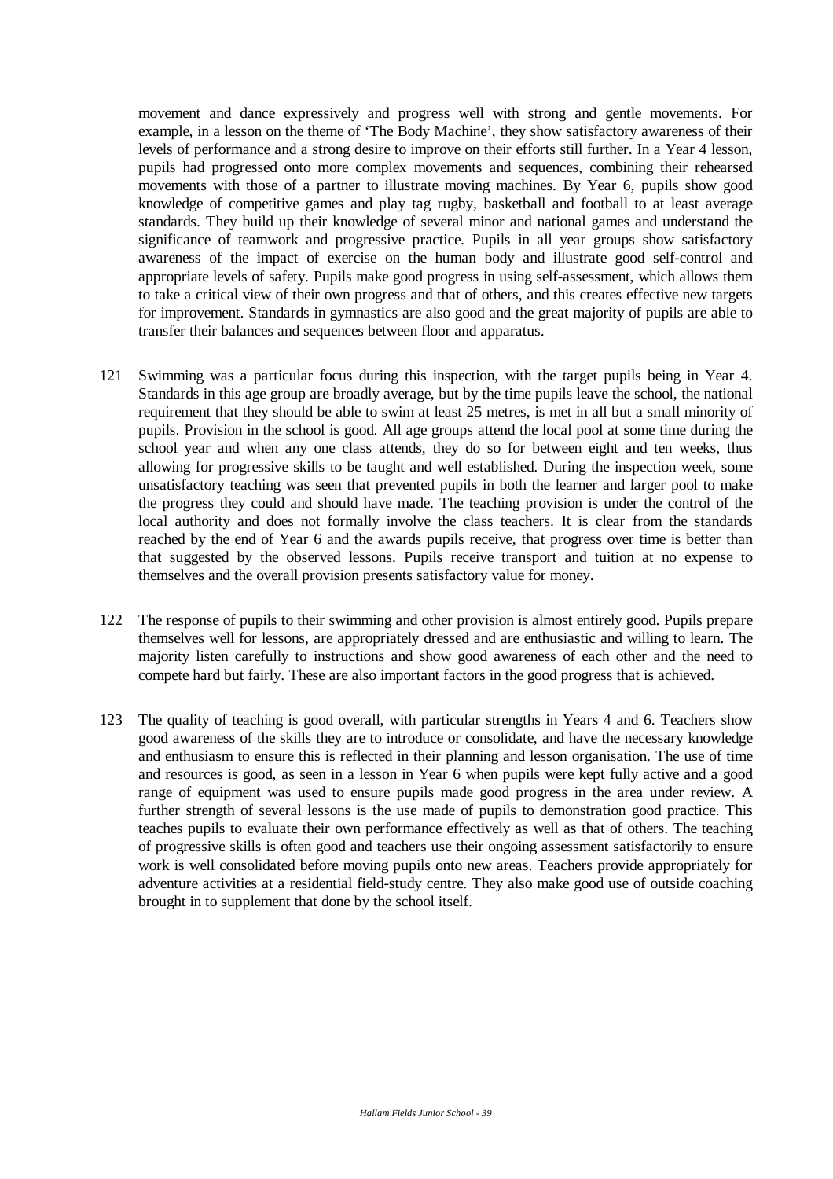movement and dance expressively and progress well with strong and gentle movements. For example, in a lesson on the theme of 'The Body Machine', they show satisfactory awareness of their levels of performance and a strong desire to improve on their efforts still further. In a Year 4 lesson, pupils had progressed onto more complex movements and sequences, combining their rehearsed movements with those of a partner to illustrate moving machines. By Year 6, pupils show good knowledge of competitive games and play tag rugby, basketball and football to at least average standards. They build up their knowledge of several minor and national games and understand the significance of teamwork and progressive practice. Pupils in all year groups show satisfactory awareness of the impact of exercise on the human body and illustrate good self-control and appropriate levels of safety. Pupils make good progress in using self-assessment, which allows them to take a critical view of their own progress and that of others, and this creates effective new targets for improvement. Standards in gymnastics are also good and the great majority of pupils are able to transfer their balances and sequences between floor and apparatus.

121 Swimming was a particular focus during this inspection, with the target pupils being in Year 4. Standards in this age group are broadly average, but by the time pupils leave the school, the national requirement that they should be able to swim at least 25 metres, is met in all but a small minority of pupils. Provision in the school is good. All age groups attend the local pool at some time during the school year and when any one class attends, they do so for between eight and ten weeks, thus allowing for progressive skills to be taught and well established. During the inspection week, some unsatisfactory teaching was seen that prevented pupils in both the learner and larger pool to make the progress they could and should have made. The teaching provision is under the control of the local authority and does not formally involve the class teachers. It is clear from the standards reached by the end of Year 6 and the awards pupils receive, that progress over time is better than that suggested by the observed lessons. Pupils receive transport and tuition at no expense to themselves and the overall provision presents satisfactory value for money.

122 The response of pupils to their swimming and other provision is almost entirely good. Pupils prepare themselves well for lessons, are appropriately dressed and are enthusiastic and willing to learn. The majority listen carefully to instructions and show good awareness of each other and the need to compete hard but fairly. These are also important factors in the good progress that is achieved.

123 The quality of teaching is good overall, with particular strengths in Years 4 and 6. Teachers show good awareness of the skills they are to introduce or consolidate, and have the necessary knowledge and enthusiasm to ensure this is reflected in their planning and lesson organisation. The use of time and resources is good, as seen in a lesson in Year 6 when pupils were kept fully active and a good range of equipment was used to ensure pupils made good progress in the area under review. A further strength of several lessons is the use made of pupils to demonstration good practice. This teaches pupils to evaluate their own performance effectively as well as that of others. The teaching of progressive skills is often good and teachers use their ongoing assessment satisfactorily to ensure work is well consolidated before moving pupils onto new areas. Teachers provide appropriately for adventure activities at a residential field-study centre. They also make good use of outside coaching brought in to supplement that done by the school itself.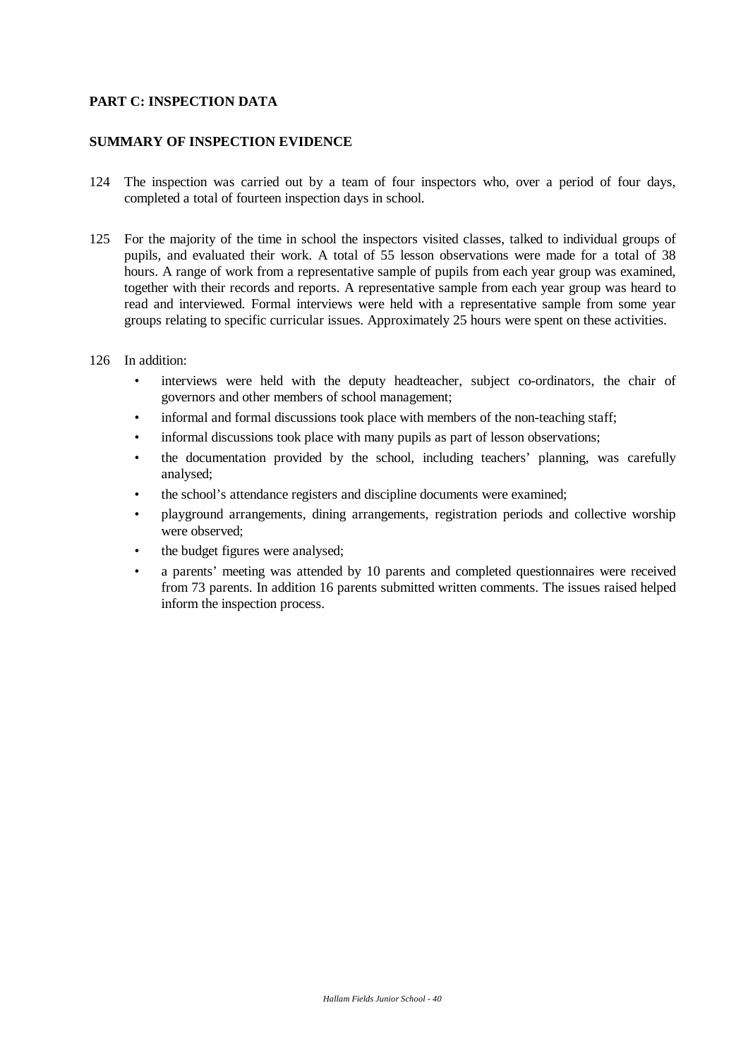## PART C: INSPECTION DATA

### SUMMARY OF INSPECTION EVIDENCE

124 The inspection was carried out by a team of four inspectors who, over a period of four days, completed a total of fourteen inspection days in school.

125 For the majority of the time in school the inspectors visited classes, talked to individual groups of pupils, and evaluated their work. A total of 55 lesson observations were made for a total of 38 hours. A range of work from a representative sample of pupils from each year group was examined, together with their records and reports. A representative sample from each year group was heard to read and interviewed. Formal interviews were held with a representative sample from some year groups relating to specific curricular issues. Approximately 25 hours were spent on these activities.

126 In addition:

- interviews were held with the deputy headteacher, subject co-ordinators, the chair of governors and other members of school management;
- informal and formal discussions took place with members of the non-teaching staff;
- informal discussions took place with many pupils as part of lesson observations;
- the documentation provided by the school, including teachers' planning, was carefully analysed;
- the school's attendance registers and discipline documents were examined;
- playground arrangements, dining arrangements, registration periods and collective worship were observed;
- the budget figures were analysed;
- a parents' meeting was attended by 10 parents and completed questionnaires were received from 73 parents. In addition 16 parents submitted written comments. The issues raised helped inform the inspection process.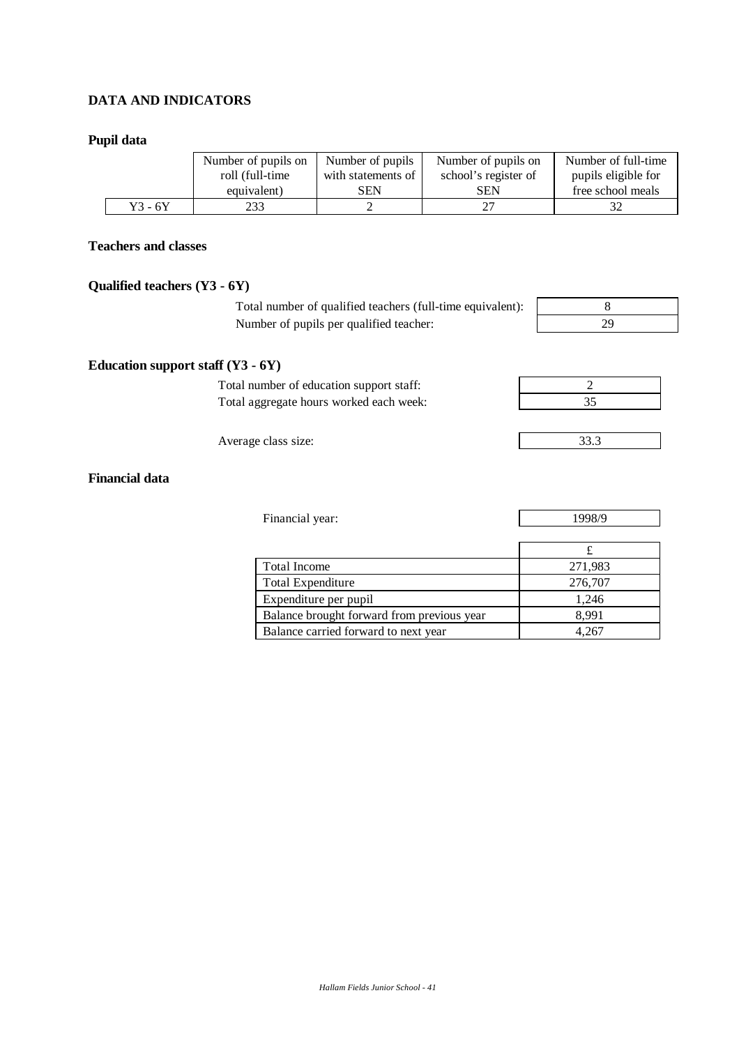## DATA AND INDICATORS

### Pupil data

| | Number of pupils on roll (full-time equivalent) | Number of pupils with statements of SEN | Number of pupils on school's register of SEN | Number of full-time pupils eligible for free school meals |
|---|---|---|---|---|
| Y3 - 6Y | 233 | 2 | 27 | 32 |

### Teachers and classes

#### Qualified teachers (Y3 - 6Y)

| | |
|---|---|
| Total number of qualified teachers (full-time equivalent): | 8 |
| Number of pupils per qualified teacher: | 29 |

#### Education support staff (Y3 - 6Y)

| | |
|---|---|
| Total number of education support staff: | 2 |
| Total aggregate hours worked each week: | 35 |

| | |
|---|---|
| Average class size: | 33.3 |

### Financial data

| | |
|---|---|
| Financial year: | 1998/9 |

| | £ |
|---|---|
| Total Income | 271,983 |
| Total Expenditure | 276,707 |
| Expenditure per pupil | 1,246 |
| Balance brought forward from previous year | 8,991 |
| Balance carried forward to next year | 4,267 |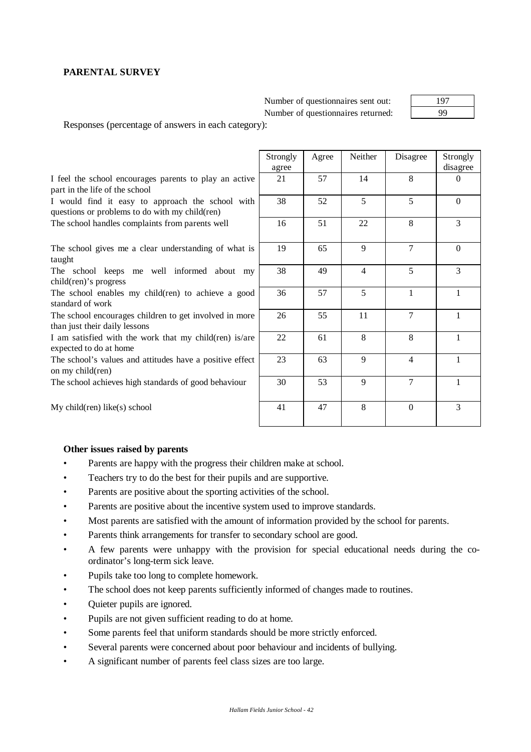**PARENTAL SURVEY**

| | |
|---|---|
| Number of questionnaires sent out: | 197 |
| Number of questionnaires returned: | 99 |

Responses (percentage of answers in each category):

| | Strongly agree | Agree | Neither | Disagree | Strongly disagree |
|---|---|---|---|---|---|
| I feel the school encourages parents to play an active part in the life of the school | 21 | 57 | 14 | 8 | 0 |
| I would find it easy to approach the school with questions or problems to do with my child(ren) | 38 | 52 | 5 | 5 | 0 |
| The school handles complaints from parents well | 16 | 51 | 22 | 8 | 3 |
| The school gives me a clear understanding of what is taught | 19 | 65 | 9 | 7 | 0 |
| The school keeps me well informed about my child(ren)'s progress | 38 | 49 | 4 | 5 | 3 |
| The school enables my child(ren) to achieve a good standard of work | 36 | 57 | 5 | 1 | 1 |
| The school encourages children to get involved in more than just their daily lessons | 26 | 55 | 11 | 7 | 1 |
| I am satisfied with the work that my child(ren) is/are expected to do at home | 22 | 61 | 8 | 8 | 1 |
| The school's values and attitudes have a positive effect on my child(ren) | 23 | 63 | 9 | 4 | 1 |
| The school achieves high standards of good behaviour | 30 | 53 | 9 | 7 | 1 |
| My child(ren) like(s) school | 41 | 47 | 8 | 0 | 3 |

**Other issues raised by parents**

- Parents are happy with the progress their children make at school.
- Teachers try to do the best for their pupils and are supportive.
- Parents are positive about the sporting activities of the school.
- Parents are positive about the incentive system used to improve standards.
- Most parents are satisfied with the amount of information provided by the school for parents.
- Parents think arrangements for transfer to secondary school are good.
- A few parents were unhappy with the provision for special educational needs during the co-ordinator's long-term sick leave.
- Pupils take too long to complete homework.
- The school does not keep parents sufficiently informed of changes made to routines.
- Quieter pupils are ignored.
- Pupils are not given sufficient reading to do at home.
- Some parents feel that uniform standards should be more strictly enforced.
- Several parents were concerned about poor behaviour and incidents of bullying.
- A significant number of parents feel class sizes are too large.